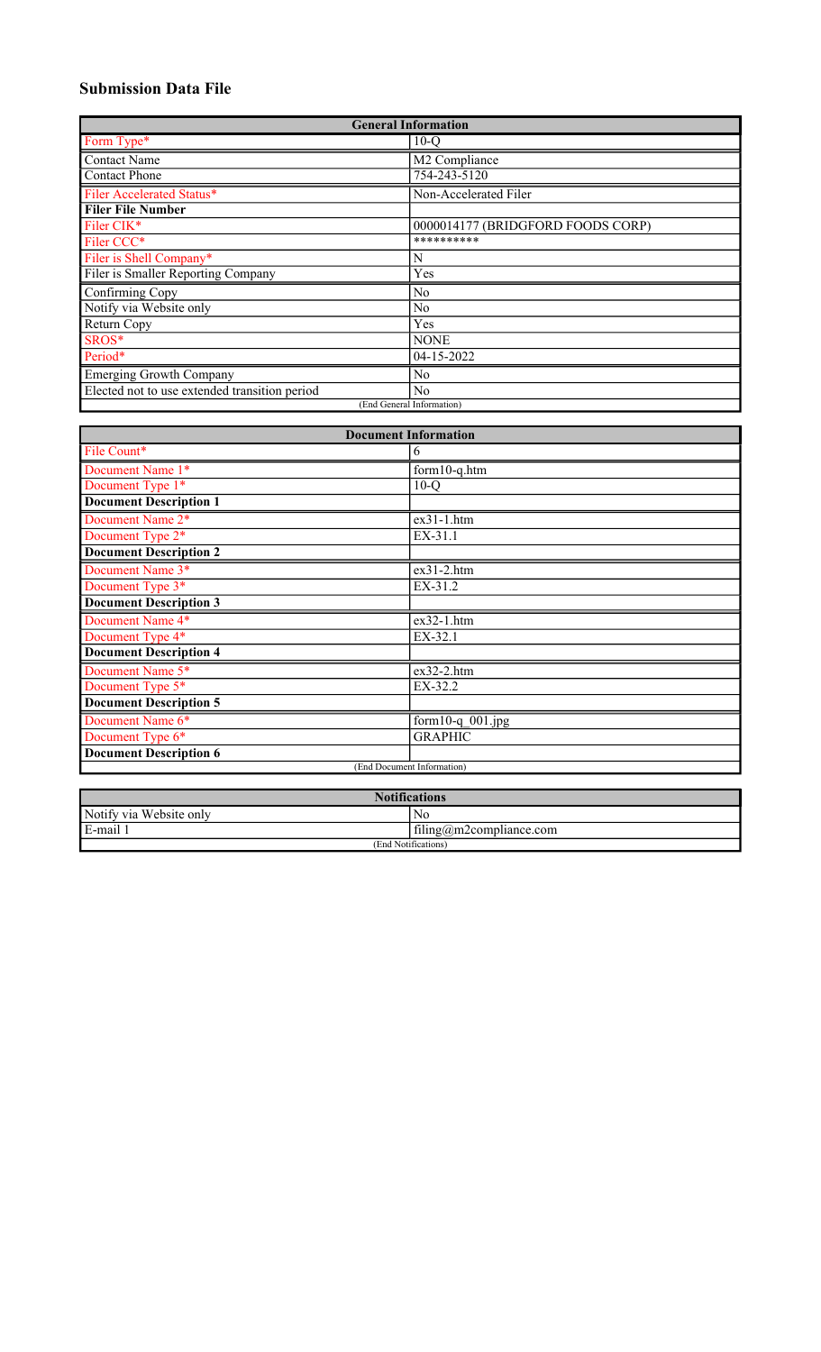## Submission Data File

| General Information | |
|---|---|
| Form Type* | 10-Q |
| Contact Name | M2 Compliance |
| Contact Phone | 754-243-5120 |
| Filer Accelerated Status* | Non-Accelerated Filer |
| **Filer File Number** | |
| Filer CIK* | 0000014177 (BRIDGFORD FOODS CORP) |
| Filer CCC* | ********** |
| Filer is Shell Company* | N |
| Filer is Smaller Reporting Company | Yes |
| Confirming Copy | No |
| Notify via Website only | No |
| Return Copy | Yes |
| SROS* | NONE |
| Period* | 04-15-2022 |
| Emerging Growth Company | No |
| Elected not to use extended transition period | No |
| (End General Information) | |

| Document Information | |
|---|---|
| File Count* | 6 |
| Document Name 1* | form10-q.htm |
| Document Type 1* | 10-Q |
| **Document Description 1** | |
| Document Name 2* | ex31-1.htm |
| Document Type 2* | EX-31.1 |
| **Document Description 2** | |
| Document Name 3* | ex31-2.htm |
| Document Type 3* | EX-31.2 |
| **Document Description 3** | |
| Document Name 4* | ex32-1.htm |
| Document Type 4* | EX-32.1 |
| **Document Description 4** | |
| Document Name 5* | ex32-2.htm |
| Document Type 5* | EX-32.2 |
| **Document Description 5** | |
| Document Name 6* | form10-q_001.jpg |
| Document Type 6* | GRAPHIC |
| **Document Description 6** | |
| (End Document Information) | |

| Notifications | |
|---|---|
| Notify via Website only | No |
| E-mail 1 | filing@m2compliance.com |
| (End Notifications) | |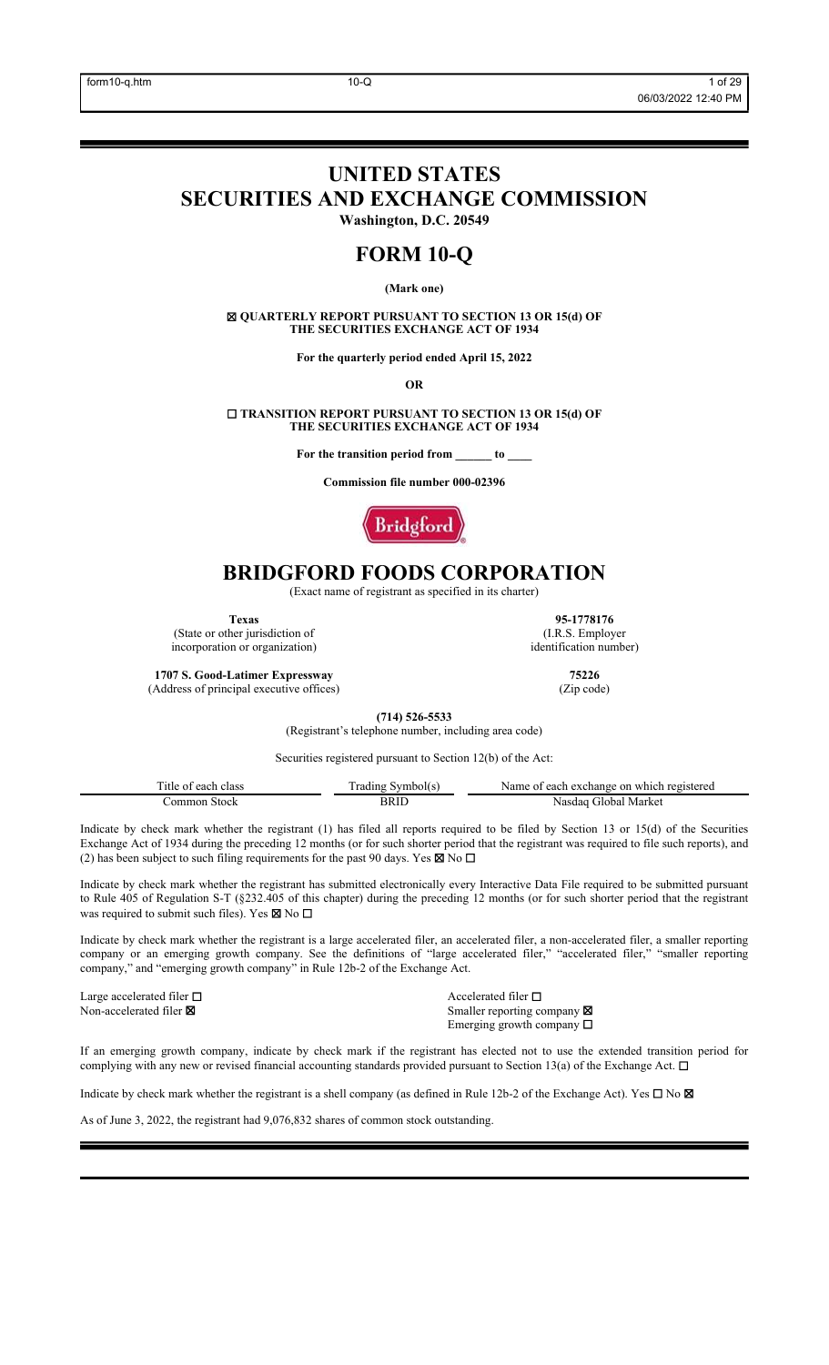# UNITED STATES
# SECURITIES AND EXCHANGE COMMISSION

**Washington, D.C. 20549**

# FORM 10-Q

**(Mark one)**

☒ **QUARTERLY REPORT PURSUANT TO SECTION 13 OR 15(d) OF THE SECURITIES EXCHANGE ACT OF 1934**

**For the quarterly period ended April 15, 2022**

**OR**

☐ **TRANSITION REPORT PURSUANT TO SECTION 13 OR 15(d) OF THE SECURITIES EXCHANGE ACT OF 1934**

**For the transition period from ______ to ____**

**Commission file number 000-02396**

# BRIDGFORD FOODS CORPORATION

(Exact name of registrant as specified in its charter)

| | |
|---|---|
| **Texas** | **95-1778176** |
| (State or other jurisdiction of incorporation or organization) | (I.R.S. Employer identification number) |
| **1707 S. Good-Latimer Expressway** | **75226** |
| (Address of principal executive offices) | (Zip code) |

**(714) 526-5533**

(Registrant's telephone number, including area code)

Securities registered pursuant to Section 12(b) of the Act:

| Title of each class | Trading Symbol(s) | Name of each exchange on which registered |
|---|---|---|
| Common Stock | BRID | Nasdaq Global Market |

Indicate by check mark whether the registrant (1) has filed all reports required to be filed by Section 13 or 15(d) of the Securities Exchange Act of 1934 during the preceding 12 months (or for such shorter period that the registrant was required to file such reports), and (2) has been subject to such filing requirements for the past 90 days. Yes ☒ No ☐

Indicate by check mark whether the registrant has submitted electronically every Interactive Data File required to be submitted pursuant to Rule 405 of Regulation S-T (§232.405 of this chapter) during the preceding 12 months (or for such shorter period that the registrant was required to submit such files). Yes ☒ No ☐

Indicate by check mark whether the registrant is a large accelerated filer, an accelerated filer, a non-accelerated filer, a smaller reporting company or an emerging growth company. See the definitions of "large accelerated filer," "accelerated filer," "smaller reporting company," and "emerging growth company" in Rule 12b-2 of the Exchange Act.

| | |
|---|---|
| Large accelerated filer ☐ | Accelerated filer ☐ |
| Non-accelerated filer ☒ | Smaller reporting company ☒ |
| | Emerging growth company ☐ |

If an emerging growth company, indicate by check mark if the registrant has elected not to use the extended transition period for complying with any new or revised financial accounting standards provided pursuant to Section 13(a) of the Exchange Act. ☐

Indicate by check mark whether the registrant is a shell company (as defined in Rule 12b-2 of the Exchange Act). Yes ☐ No ☒

As of June 3, 2022, the registrant had 9,076,832 shares of common stock outstanding.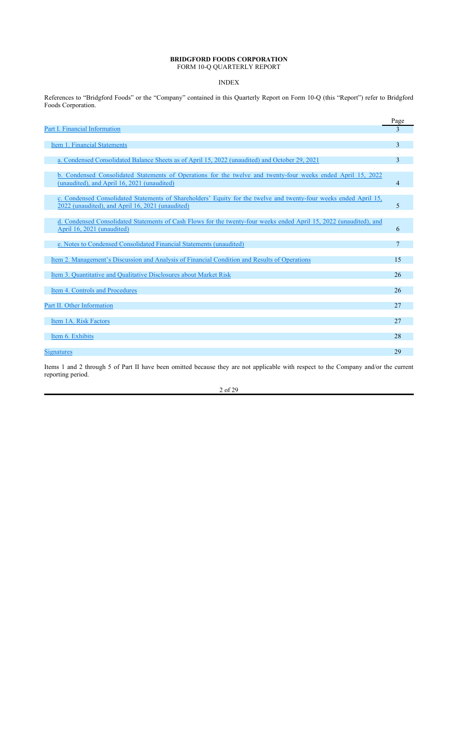**BRIDGFORD FOODS CORPORATION**
FORM 10-Q QUARTERLY REPORT

INDEX

References to "Bridgford Foods" or the "Company" contained in this Quarterly Report on Form 10-Q (this "Report") refer to Bridgford Foods Corporation.

| | Page |
|---|---|
| Part I. Financial Information | 3 |
| Item 1. Financial Statements | 3 |
| a. Condensed Consolidated Balance Sheets as of April 15, 2022 (unaudited) and October 29, 2021 | 3 |
| b. Condensed Consolidated Statements of Operations for the twelve and twenty-four weeks ended April 15, 2022 (unaudited), and April 16, 2021 (unaudited) | 4 |
| c. Condensed Consolidated Statements of Shareholders' Equity for the twelve and twenty-four weeks ended April 15, 2022 (unaudited), and April 16, 2021 (unaudited) | 5 |
| d. Condensed Consolidated Statements of Cash Flows for the twenty-four weeks ended April 15, 2022 (unaudited), and April 16, 2021 (unaudited) | 6 |
| e. Notes to Condensed Consolidated Financial Statements (unaudited) | 7 |
| Item 2. Management's Discussion and Analysis of Financial Condition and Results of Operations | 15 |
| Item 3. Quantitative and Qualitative Disclosures about Market Risk | 26 |
| Item 4. Controls and Procedures | 26 |
| Part II. Other Information | 27 |
| Item 1A. Risk Factors | 27 |
| Item 6. Exhibits | 28 |
| Signatures | 29 |

Items 1 and 2 through 5 of Part II have been omitted because they are not applicable with respect to the Company and/or the current reporting period.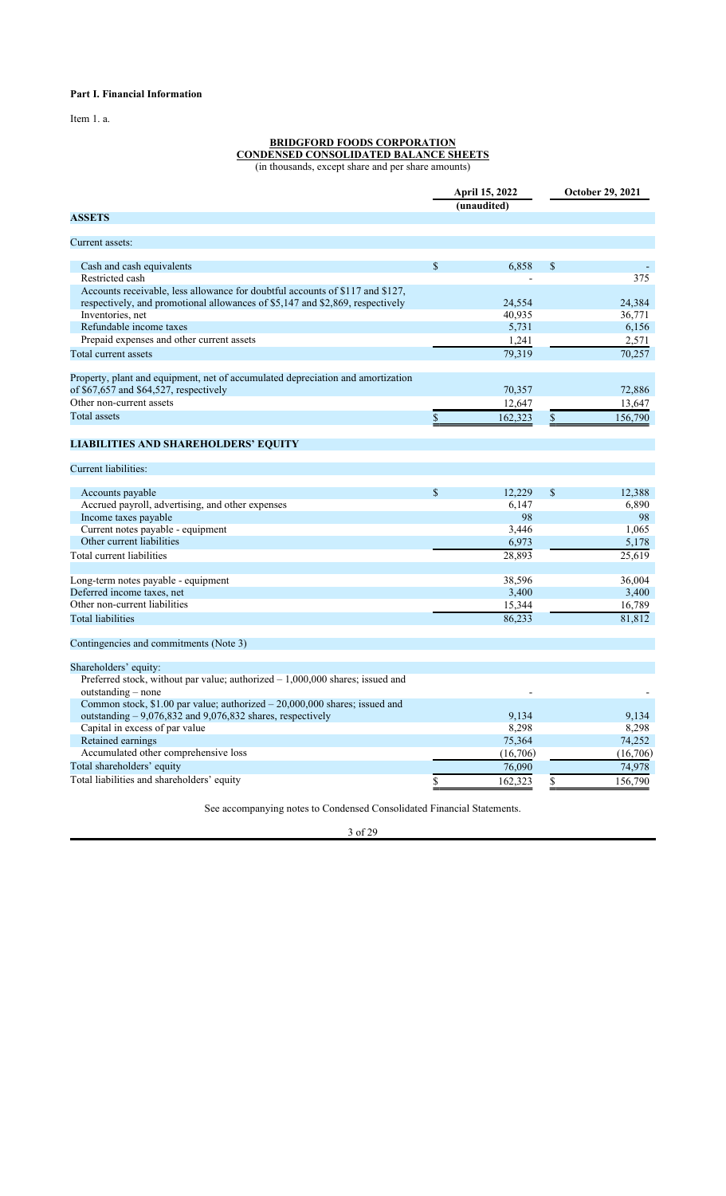**Part I. Financial Information**

Item 1. a.

**BRIDGFORD FOODS CORPORATION**
**CONDENSED CONSOLIDATED BALANCE SHEETS**
(in thousands, except share and per share amounts)

| | April 15, 2022 (unaudited) | October 29, 2021 |
|---|---|---|
| **ASSETS** | | |
| Current assets: | | |
| Cash and cash equivalents | $ 6,858 | $ - |
| Restricted cash | - | 375 |
| Accounts receivable, less allowance for doubtful accounts of $117 and $127, respectively, and promotional allowances of $5,147 and $2,869, respectively | 24,554 | 24,384 |
| Inventories, net | 40,935 | 36,771 |
| Refundable income taxes | 5,731 | 6,156 |
| Prepaid expenses and other current assets | 1,241 | 2,571 |
| Total current assets | 79,319 | 70,257 |
| Property, plant and equipment, net of accumulated depreciation and amortization of $67,657 and $64,527, respectively | 70,357 | 72,886 |
| Other non-current assets | 12,647 | 13,647 |
| Total assets | $ 162,323 | $ 156,790 |
| **LIABILITIES AND SHAREHOLDERS' EQUITY** | | |
| Current liabilities: | | |
| Accounts payable | $ 12,229 | $ 12,388 |
| Accrued payroll, advertising, and other expenses | 6,147 | 6,890 |
| Income taxes payable | 98 | 98 |
| Current notes payable - equipment | 3,446 | 1,065 |
| Other current liabilities | 6,973 | 5,178 |
| Total current liabilities | 28,893 | 25,619 |
| Long-term notes payable - equipment | 38,596 | 36,004 |
| Deferred income taxes, net | 3,400 | 3,400 |
| Other non-current liabilities | 15,344 | 16,789 |
| Total liabilities | 86,233 | 81,812 |
| Contingencies and commitments (Note 3) | | |
| Shareholders' equity: | | |
| Preferred stock, without par value; authorized – 1,000,000 shares; issued and outstanding – none | - | - |
| Common stock, $1.00 par value; authorized – 20,000,000 shares; issued and outstanding – 9,076,832 and 9,076,832 shares, respectively | 9,134 | 9,134 |
| Capital in excess of par value | 8,298 | 8,298 |
| Retained earnings | 75,364 | 74,252 |
| Accumulated other comprehensive loss | (16,706) | (16,706) |
| Total shareholders' equity | 76,090 | 74,978 |
| Total liabilities and shareholders' equity | $ 162,323 | $ 156,790 |

See accompanying notes to Condensed Consolidated Financial Statements.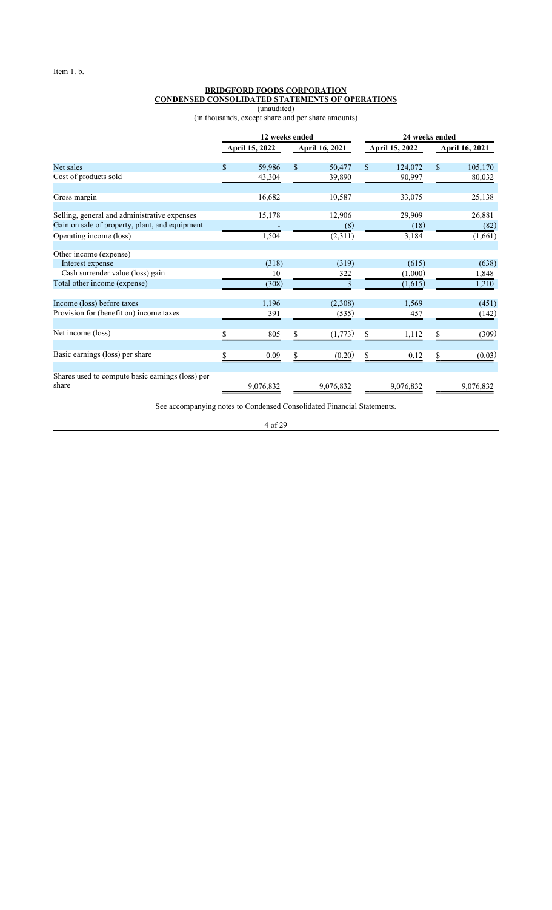Item 1. b.

# BRIDGFORD FOODS CORPORATION
## CONDENSED CONSOLIDATED STATEMENTS OF OPERATIONS

(unaudited)

(in thousands, except share and per share amounts)

| | 12 weeks ended | | 24 weeks ended | |
|---|---|---|---|---|
| | April 15, 2022 | April 16, 2021 | April 15, 2022 | April 16, 2021 |
| Net sales | $ 59,986 | $ 50,477 | $ 124,072 | $ 105,170 |
| Cost of products sold | 43,304 | 39,890 | 90,997 | 80,032 |
| Gross margin | 16,682 | 10,587 | 33,075 | 25,138 |
| Selling, general and administrative expenses | 15,178 | 12,906 | 29,909 | 26,881 |
| Gain on sale of property, plant, and equipment | - | (8) | (18) | (82) |
| Operating income (loss) | 1,504 | (2,311) | 3,184 | (1,661) |
| Other income (expense) | | | | |
| Interest expense | (318) | (319) | (615) | (638) |
| Cash surrender value (loss) gain | 10 | 322 | (1,000) | 1,848 |
| Total other income (expense) | (308) | 3 | (1,615) | 1,210 |
| Income (loss) before taxes | 1,196 | (2,308) | 1,569 | (451) |
| Provision for (benefit on) income taxes | 391 | (535) | 457 | (142) |
| Net income (loss) | $ 805 | $ (1,773) | $ 1,112 | $ (309) |
| Basic earnings (loss) per share | $ 0.09 | $ (0.20) | $ 0.12 | $ (0.03) |
| Shares used to compute basic earnings (loss) per share | 9,076,832 | 9,076,832 | 9,076,832 | 9,076,832 |

See accompanying notes to Condensed Consolidated Financial Statements.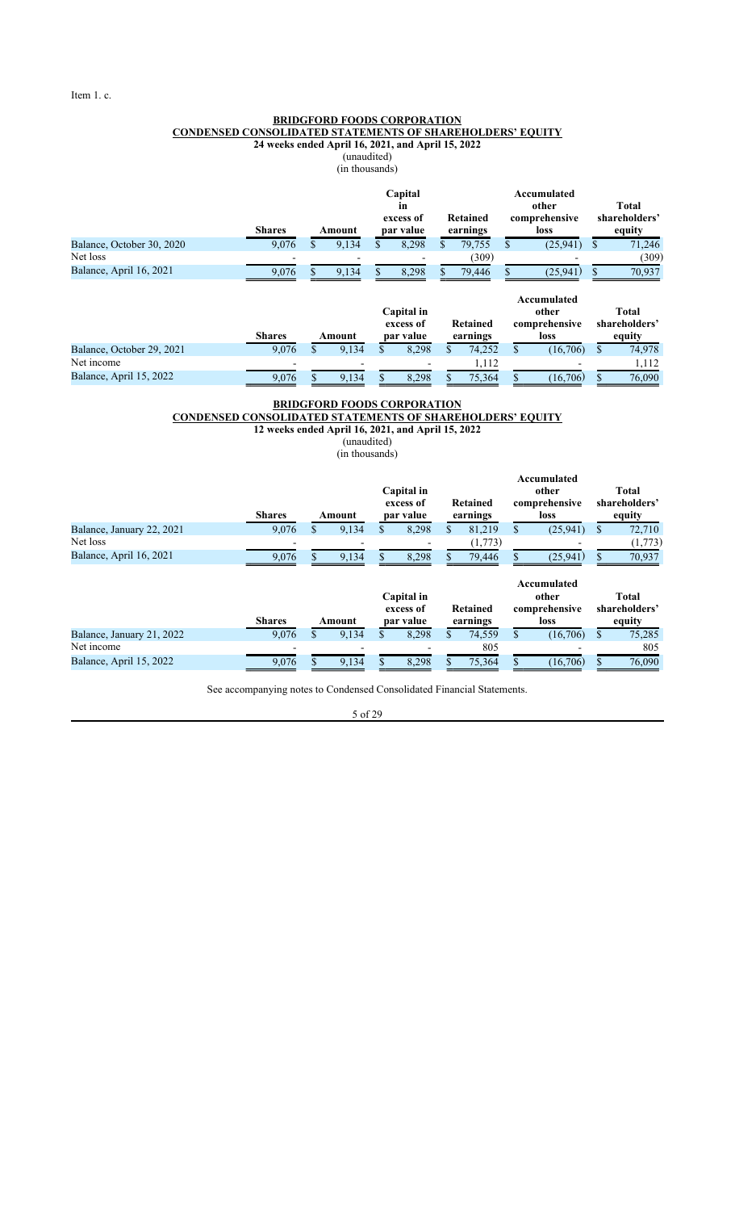Item 1. c.

**BRIDGFORD FOODS CORPORATION**

**CONDENSED CONSOLIDATED STATEMENTS OF SHAREHOLDERS' EQUITY**

**24 weeks ended April 16, 2021, and April 15, 2022**

(unaudited)

(in thousands)

| | Shares | Amount | Capital in excess of par value | Retained earnings | Accumulated other comprehensive loss | Total shareholders' equity |
|---|---|---|---|---|---|---|
| Balance, October 30, 2020 | 9,076 | $ 9,134 | $ 8,298 | $ 79,755 | $ (25,941) | $ 71,246 |
| Net loss | - | - | - | (309) | - | (309) |
| Balance, April 16, 2021 | 9,076 | $ 9,134 | $ 8,298 | $ 79,446 | $ (25,941) | $ 70,937 |

| | Shares | Amount | Capital in excess of par value | Retained earnings | Accumulated other comprehensive loss | Total shareholders' equity |
|---|---|---|---|---|---|---|
| Balance, October 29, 2021 | 9,076 | $ 9,134 | $ 8,298 | $ 74,252 | $ (16,706) | $ 74,978 |
| Net income | - | - | - | 1,112 | - | 1,112 |
| Balance, April 15, 2022 | 9,076 | $ 9,134 | $ 8,298 | $ 75,364 | $ (16,706) | $ 76,090 |

**BRIDGFORD FOODS CORPORATION**

**CONDENSED CONSOLIDATED STATEMENTS OF SHAREHOLDERS' EQUITY**

**12 weeks ended April 16, 2021, and April 15, 2022**

(unaudited)

(in thousands)

| | Shares | Amount | Capital in excess of par value | Retained earnings | Accumulated other comprehensive loss | Total shareholders' equity |
|---|---|---|---|---|---|---|
| Balance, January 22, 2021 | 9,076 | $ 9,134 | $ 8,298 | $ 81,219 | $ (25,941) | $ 72,710 |
| Net loss | - | - | - | (1,773) | - | (1,773) |
| Balance, April 16, 2021 | 9,076 | $ 9,134 | $ 8,298 | $ 79,446 | $ (25,941) | $ 70,937 |

| | Shares | Amount | Capital in excess of par value | Retained earnings | Accumulated other comprehensive loss | Total shareholders' equity |
|---|---|---|---|---|---|---|
| Balance, January 21, 2022 | 9,076 | $ 9,134 | $ 8,298 | $ 74,559 | $ (16,706) | $ 75,285 |
| Net income | - | - | - | 805 | - | 805 |
| Balance, April 15, 2022 | 9,076 | $ 9,134 | $ 8,298 | $ 75,364 | $ (16,706) | $ 76,090 |

See accompanying notes to Condensed Consolidated Financial Statements.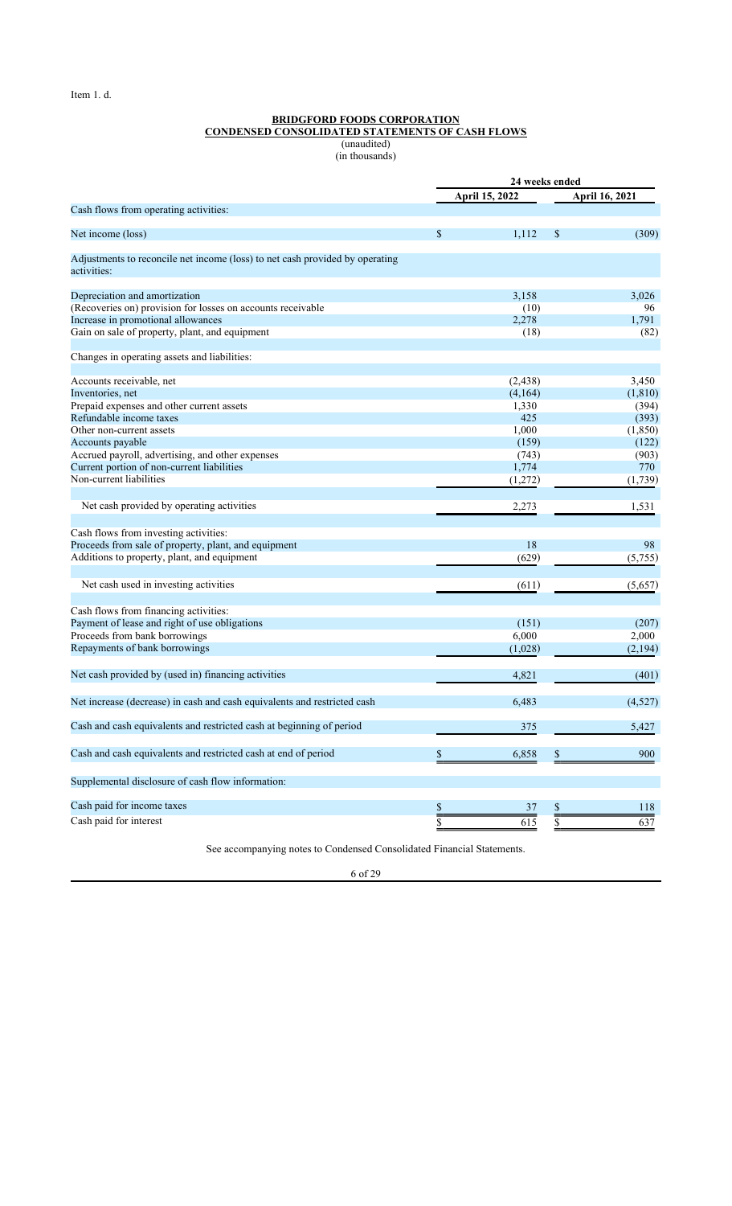Item 1. d.

**BRIDGFORD FOODS CORPORATION**
**CONDENSED CONSOLIDATED STATEMENTS OF CASH FLOWS**
(unaudited)
(in thousands)

| | 24 weeks ended | |
|---|---|---|
| | April 15, 2022 | April 16, 2021 |
| Cash flows from operating activities: | | |
| Net income (loss) | $ 1,112 | $ (309) |
| Adjustments to reconcile net income (loss) to net cash provided by operating activities: | | |
| Depreciation and amortization | 3,158 | 3,026 |
| (Recoveries on) provision for losses on accounts receivable | (10) | 96 |
| Increase in promotional allowances | 2,278 | 1,791 |
| Gain on sale of property, plant, and equipment | (18) | (82) |
| Changes in operating assets and liabilities: | | |
| Accounts receivable, net | (2,438) | 3,450 |
| Inventories, net | (4,164) | (1,810) |
| Prepaid expenses and other current assets | 1,330 | (394) |
| Refundable income taxes | 425 | (393) |
| Other non-current assets | 1,000 | (1,850) |
| Accounts payable | (159) | (122) |
| Accrued payroll, advertising, and other expenses | (743) | (903) |
| Current portion of non-current liabilities | 1,774 | 770 |
| Non-current liabilities | (1,272) | (1,739) |
| Net cash provided by operating activities | 2,273 | 1,531 |
| Cash flows from investing activities: | | |
| Proceeds from sale of property, plant, and equipment | 18 | 98 |
| Additions to property, plant, and equipment | (629) | (5,755) |
| Net cash used in investing activities | (611) | (5,657) |
| Cash flows from financing activities: | | |
| Payment of lease and right of use obligations | (151) | (207) |
| Proceeds from bank borrowings | 6,000 | 2,000 |
| Repayments of bank borrowings | (1,028) | (2,194) |
| Net cash provided by (used in) financing activities | 4,821 | (401) |
| Net increase (decrease) in cash and cash equivalents and restricted cash | 6,483 | (4,527) |
| Cash and cash equivalents and restricted cash at beginning of period | 375 | 5,427 |
| Cash and cash equivalents and restricted cash at end of period | $ 6,858 | $ 900 |
| Supplemental disclosure of cash flow information: | | |
| Cash paid for income taxes | $ 37 | $ 118 |
| Cash paid for interest | $ 615 | $ 637 |

See accompanying notes to Condensed Consolidated Financial Statements.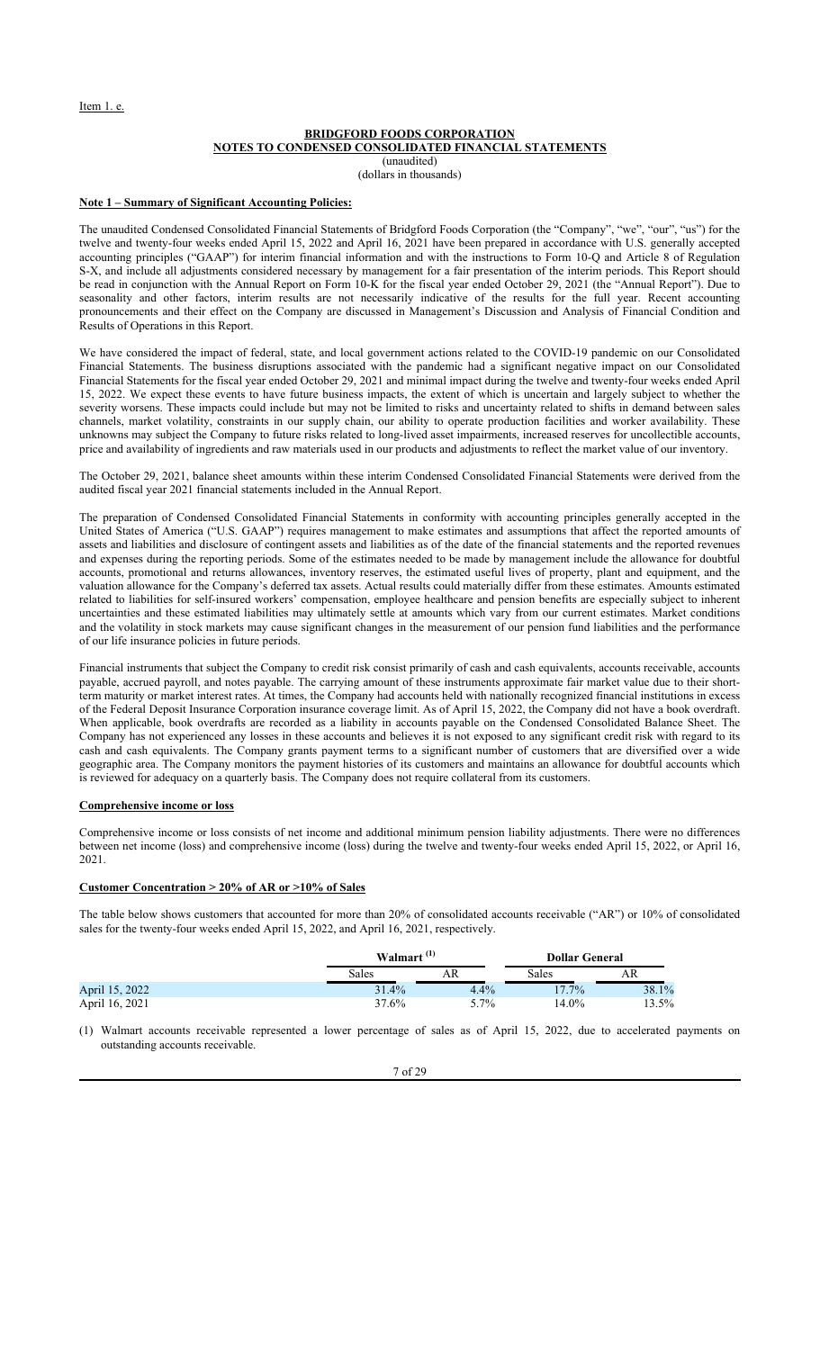Item 1. e.

**BRIDGFORD FOODS CORPORATION**
**NOTES TO CONDENSED CONSOLIDATED FINANCIAL STATEMENTS**
(unaudited)
(dollars in thousands)

**Note 1 – Summary of Significant Accounting Policies:**

The unaudited Condensed Consolidated Financial Statements of Bridgford Foods Corporation (the "Company", "we", "our", "us") for the twelve and twenty-four weeks ended April 15, 2022 and April 16, 2021 have been prepared in accordance with U.S. generally accepted accounting principles ("GAAP") for interim financial information and with the instructions to Form 10-Q and Article 8 of Regulation S-X, and include all adjustments considered necessary by management for a fair presentation of the interim periods. This Report should be read in conjunction with the Annual Report on Form 10-K for the fiscal year ended October 29, 2021 (the "Annual Report"). Due to seasonality and other factors, interim results are not necessarily indicative of the results for the full year. Recent accounting pronouncements and their effect on the Company are discussed in Management's Discussion and Analysis of Financial Condition and Results of Operations in this Report.

We have considered the impact of federal, state, and local government actions related to the COVID-19 pandemic on our Consolidated Financial Statements. The business disruptions associated with the pandemic had a significant negative impact on our Consolidated Financial Statements for the fiscal year ended October 29, 2021 and minimal impact during the twelve and twenty-four weeks ended April 15, 2022. We expect these events to have future business impacts, the extent of which is uncertain and largely subject to whether the severity worsens. These impacts could include but may not be limited to risks and uncertainty related to shifts in demand between sales channels, market volatility, constraints in our supply chain, our ability to operate production facilities and worker availability. These unknowns may subject the Company to future risks related to long-lived asset impairments, increased reserves for uncollectible accounts, price and availability of ingredients and raw materials used in our products and adjustments to reflect the market value of our inventory.

The October 29, 2021, balance sheet amounts within these interim Condensed Consolidated Financial Statements were derived from the audited fiscal year 2021 financial statements included in the Annual Report.

The preparation of Condensed Consolidated Financial Statements in conformity with accounting principles generally accepted in the United States of America ("U.S. GAAP") requires management to make estimates and assumptions that affect the reported amounts of assets and liabilities and disclosure of contingent assets and liabilities as of the date of the financial statements and the reported revenues and expenses during the reporting periods. Some of the estimates needed to be made by management include the allowance for doubtful accounts, promotional and returns allowances, inventory reserves, the estimated useful lives of property, plant and equipment, and the valuation allowance for the Company's deferred tax assets. Actual results could materially differ from these estimates. Amounts estimated related to liabilities for self-insured workers' compensation, employee healthcare and pension benefits are especially subject to inherent uncertainties and these estimated liabilities may ultimately settle at amounts which vary from our current estimates. Market conditions and the volatility in stock markets may cause significant changes in the measurement of our pension fund liabilities and the performance of our life insurance policies in future periods.

Financial instruments that subject the Company to credit risk consist primarily of cash and cash equivalents, accounts receivable, accounts payable, accrued payroll, and notes payable. The carrying amount of these instruments approximate fair market value due to their short-term maturity or market interest rates. At times, the Company had accounts held with nationally recognized financial institutions in excess of the Federal Deposit Insurance Corporation insurance coverage limit. As of April 15, 2022, the Company did not have a book overdraft. When applicable, book overdrafts are recorded as a liability in accounts payable on the Condensed Consolidated Balance Sheet. The Company has not experienced any losses in these accounts and believes it is not exposed to any significant credit risk with regard to its cash and cash equivalents. The Company grants payment terms to a significant number of customers that are diversified over a wide geographic area. The Company monitors the payment histories of its customers and maintains an allowance for doubtful accounts which is reviewed for adequacy on a quarterly basis. The Company does not require collateral from its customers.

**Comprehensive income or loss**

Comprehensive income or loss consists of net income and additional minimum pension liability adjustments. There were no differences between net income (loss) and comprehensive income (loss) during the twelve and twenty-four weeks ended April 15, 2022, or April 16, 2021.

**Customer Concentration > 20% of AR or >10% of Sales**

The table below shows customers that accounted for more than 20% of consolidated accounts receivable ("AR") or 10% of consolidated sales for the twenty-four weeks ended April 15, 2022, and April 16, 2021, respectively.

| | Walmart (1) | | Dollar General | |
|---|---|---|---|---|
| | Sales | AR | Sales | AR |
| April 15, 2022 | 31.4% | 4.4% | 17.7% | 38.1% |
| April 16, 2021 | 37.6% | 5.7% | 14.0% | 13.5% |

(1) Walmart accounts receivable represented a lower percentage of sales as of April 15, 2022, due to accelerated payments on outstanding accounts receivable.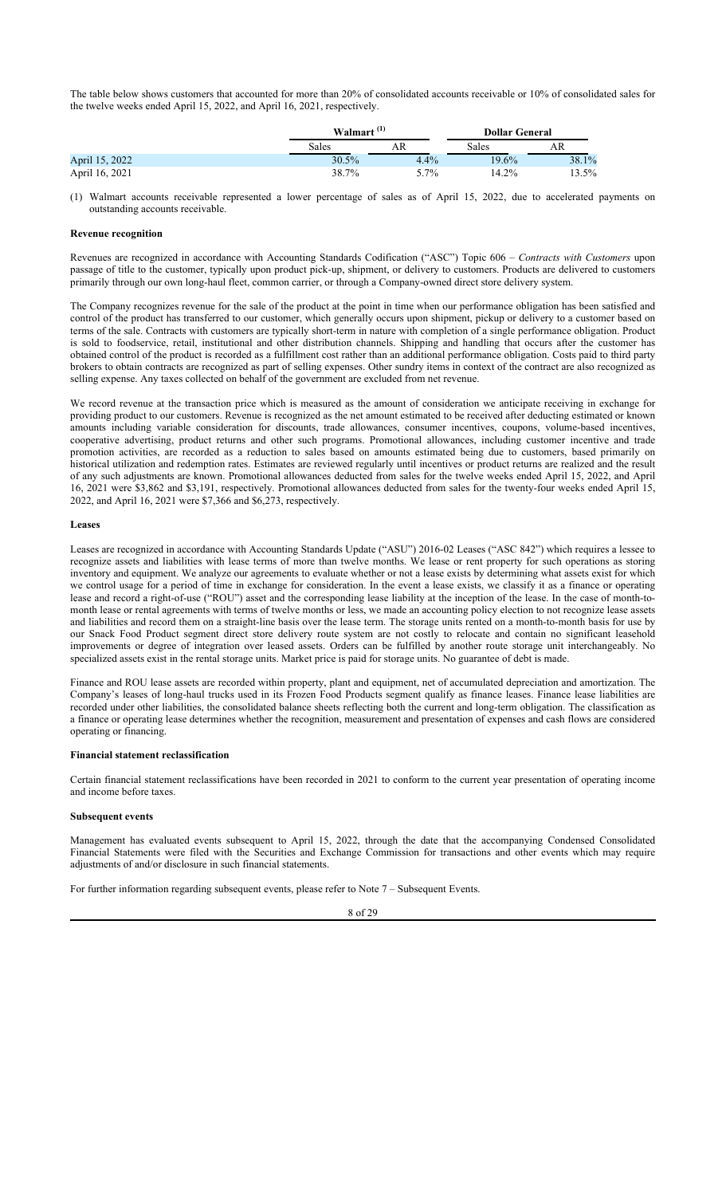The table below shows customers that accounted for more than 20% of consolidated accounts receivable or 10% of consolidated sales for the twelve weeks ended April 15, 2022, and April 16, 2021, respectively.

| | Walmart [(1)] | | Dollar General | |
|---|---|---|---|---|
| | Sales | AR | Sales | AR |
| April 15, 2022 | 30.5% | 4.4% | 19.6% | 38.1% |
| April 16, 2021 | 38.7% | 5.7% | 14.2% | 13.5% |

(1) Walmart accounts receivable represented a lower percentage of sales as of April 15, 2022, due to accelerated payments on outstanding accounts receivable.

**Revenue recognition**

Revenues are recognized in accordance with Accounting Standards Codification ("ASC") Topic 606 – *Contracts with Customers* upon passage of title to the customer, typically upon product pick-up, shipment, or delivery to customers. Products are delivered to customers primarily through our own long-haul fleet, common carrier, or through a Company-owned direct store delivery system.

The Company recognizes revenue for the sale of the product at the point in time when our performance obligation has been satisfied and control of the product has transferred to our customer, which generally occurs upon shipment, pickup or delivery to a customer based on terms of the sale. Contracts with customers are typically short-term in nature with completion of a single performance obligation. Product is sold to foodservice, retail, institutional and other distribution channels. Shipping and handling that occurs after the customer has obtained control of the product is recorded as a fulfillment cost rather than an additional performance obligation. Costs paid to third party brokers to obtain contracts are recognized as part of selling expenses. Other sundry items in context of the contract are also recognized as selling expense. Any taxes collected on behalf of the government are excluded from net revenue.

We record revenue at the transaction price which is measured as the amount of consideration we anticipate receiving in exchange for providing product to our customers. Revenue is recognized as the net amount estimated to be received after deducting estimated or known amounts including variable consideration for discounts, trade allowances, consumer incentives, coupons, volume-based incentives, cooperative advertising, product returns and other such programs. Promotional allowances, including customer incentive and trade promotion activities, are recorded as a reduction to sales based on amounts estimated being due to customers, based primarily on historical utilization and redemption rates. Estimates are reviewed regularly until incentives or product returns are realized and the result of any such adjustments are known. Promotional allowances deducted from sales for the twelve weeks ended April 15, 2022, and April 16, 2021 were $3,862 and $3,191, respectively. Promotional allowances deducted from sales for the twenty-four weeks ended April 15, 2022, and April 16, 2021 were $7,366 and $6,273, respectively.

**Leases**

Leases are recognized in accordance with Accounting Standards Update ("ASU") 2016-02 Leases ("ASC 842") which requires a lessee to recognize assets and liabilities with lease terms of more than twelve months. We lease or rent property for such operations as storing inventory and equipment. We analyze our agreements to evaluate whether or not a lease exists by determining what assets exist for which we control usage for a period of time in exchange for consideration. In the event a lease exists, we classify it as a finance or operating lease and record a right-of-use ("ROU") asset and the corresponding lease liability at the inception of the lease. In the case of month-to-month lease or rental agreements with terms of twelve months or less, we made an accounting policy election to not recognize lease assets and liabilities and record them on a straight-line basis over the lease term. The storage units rented on a month-to-month basis for use by our Snack Food Product segment direct store delivery route system are not costly to relocate and contain no significant leasehold improvements or degree of integration over leased assets. Orders can be fulfilled by another route storage unit interchangeably. No specialized assets exist in the rental storage units. Market price is paid for storage units. No guarantee of debt is made.

Finance and ROU lease assets are recorded within property, plant and equipment, net of accumulated depreciation and amortization. The Company's leases of long-haul trucks used in its Frozen Food Products segment qualify as finance leases. Finance lease liabilities are recorded under other liabilities, the consolidated balance sheets reflecting both the current and long-term obligation. The classification as a finance or operating lease determines whether the recognition, measurement and presentation of expenses and cash flows are considered operating or financing.

**Financial statement reclassification**

Certain financial statement reclassifications have been recorded in 2021 to conform to the current year presentation of operating income and income before taxes.

**Subsequent events**

Management has evaluated events subsequent to April 15, 2022, through the date that the accompanying Condensed Consolidated Financial Statements were filed with the Securities and Exchange Commission for transactions and other events which may require adjustments of and/or disclosure in such financial statements.

For further information regarding subsequent events, please refer to Note 7 – Subsequent Events.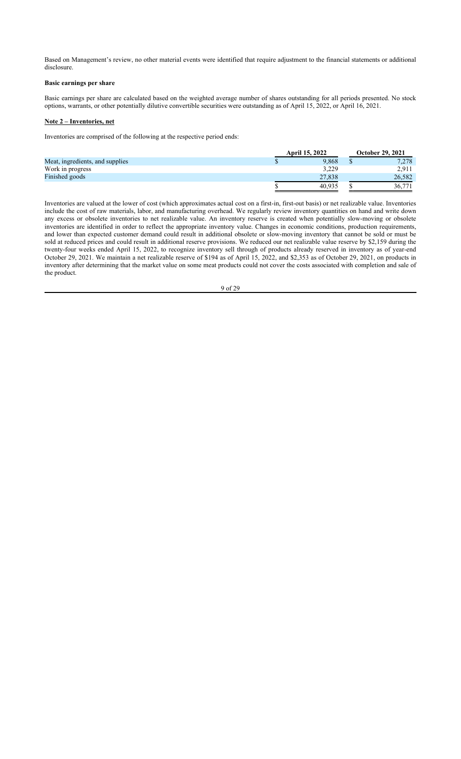Based on Management's review, no other material events were identified that require adjustment to the financial statements or additional disclosure.

**Basic earnings per share**

Basic earnings per share are calculated based on the weighted average number of shares outstanding for all periods presented. No stock options, warrants, or other potentially dilutive convertible securities were outstanding as of April 15, 2022, or April 16, 2021.

**Note 2 – Inventories, net**

Inventories are comprised of the following at the respective period ends:

| | April 15, 2022 | October 29, 2021 |
|---|---|---|
| Meat, ingredients, and supplies | $ 9,868 | $ 7,278 |
| Work in progress | 3,229 | 2,911 |
| Finished goods | 27,838 | 26,582 |
| | $ 40,935 | $ 36,771 |

Inventories are valued at the lower of cost (which approximates actual cost on a first-in, first-out basis) or net realizable value. Inventories include the cost of raw materials, labor, and manufacturing overhead. We regularly review inventory quantities on hand and write down any excess or obsolete inventories to net realizable value. An inventory reserve is created when potentially slow-moving or obsolete inventories are identified in order to reflect the appropriate inventory value. Changes in economic conditions, production requirements, and lower than expected customer demand could result in additional obsolete or slow-moving inventory that cannot be sold or must be sold at reduced prices and could result in additional reserve provisions. We reduced our net realizable value reserve by $2,159 during the twenty-four weeks ended April 15, 2022, to recognize inventory sell through of products already reserved in inventory as of year-end October 29, 2021. We maintain a net realizable reserve of $194 as of April 15, 2022, and $2,353 as of October 29, 2021, on products in inventory after determining that the market value on some meat products could not cover the costs associated with completion and sale of the product.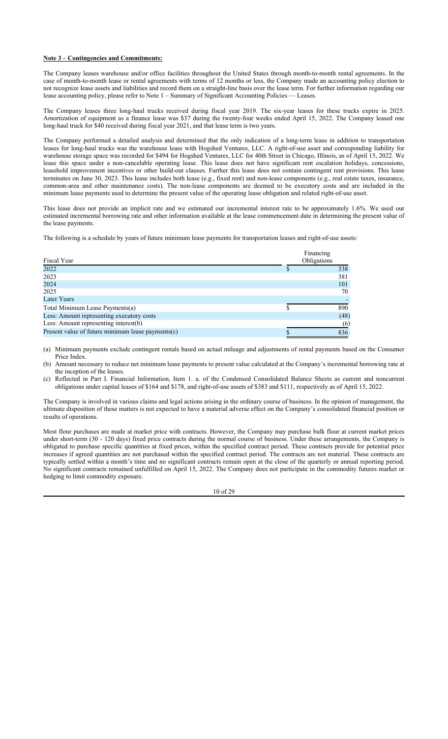**Note 3 – Contingencies and Commitments:**

The Company leases warehouse and/or office facilities throughout the United States through month-to-month rental agreements. In the case of month-to-month lease or rental agreements with terms of 12 months or less, the Company made an accounting policy election to not recognize lease assets and liabilities and record them on a straight-line basis over the lease term. For further information regarding our lease accounting policy, please refer to Note 1 – Summary of Significant Accounting Policies — Leases.

The Company leases three long-haul trucks received during fiscal year 2019. The six-year leases for these trucks expire in 2025. Amortization of equipment as a finance lease was $37 during the twenty-four weeks ended April 15, 2022. The Company leased one long-haul truck for $40 received during fiscal year 2021, and that lease term is two years.

The Company performed a detailed analysis and determined that the only indication of a long-term lease in addition to transportation leases for long-haul trucks was the warehouse lease with Hogshed Ventures, LLC. A right-of-use asset and corresponding liability for warehouse storage space was recorded for $494 for Hogshed Ventures, LLC for 40th Street in Chicago, Illinois, as of April 15, 2022. We lease this space under a non-cancelable operating lease. This lease does not have significant rent escalation holidays, concessions, leasehold improvement incentives or other build-out clauses. Further this lease does not contain contingent rent provisions. This lease terminates on June 30, 2023. This lease includes both lease (e.g., fixed rent) and non-lease components (e.g., real estate taxes, insurance, common-area and other maintenance costs). The non-lease components are deemed to be executory costs and are included in the minimum lease payments used to determine the present value of the operating lease obligation and related right-of-use asset.

This lease does not provide an implicit rate and we estimated our incremental interest rate to be approximately 1.6%. We used our estimated incremental borrowing rate and other information available at the lease commencement date in determining the present value of the lease payments.

The following is a schedule by years of future minimum lease payments for transportation leases and right-of-use assets:

| Fiscal Year | Financing Obligations |
|---|---|
| 2022 | $ 338 |
| 2023 | 381 |
| 2024 | 101 |
| 2025 | 70 |
| Later Years | - |
| Total Minimum Lease Payments(a) | $ 890 |
| Less: Amount representing executory costs | (48) |
| Less: Amount representing interest(b) | (6) |
| Present value of future minimum lease payments(c) | $ 836 |

(a) Minimum payments exclude contingent rentals based on actual mileage and adjustments of rental payments based on the Consumer Price Index.

(b) Amount necessary to reduce net minimum lease payments to present value calculated at the Company's incremental borrowing rate at the inception of the leases.

(c) Reflected in Part I. Financial Information, Item 1. a. of the Condensed Consolidated Balance Sheets as current and noncurrent obligations under capital leases of $164 and $178, and right-of-use assets of $383 and $111, respectively as of April 15, 2022.

The Company is involved in various claims and legal actions arising in the ordinary course of business. In the opinion of management, the ultimate disposition of these matters is not expected to have a material adverse effect on the Company's consolidated financial position or results of operations.

Most flour purchases are made at market price with contracts. However, the Company may purchase bulk flour at current market prices under short-term (30 - 120 days) fixed price contracts during the normal course of business. Under these arrangements, the Company is obligated to purchase specific quantities at fixed prices, within the specified contract period. These contracts provide for potential price increases if agreed quantities are not purchased within the specified contract period. The contracts are not material. These contracts are typically settled within a month's time and no significant contracts remain open at the close of the quarterly or annual reporting period. No significant contracts remained unfulfilled on April 15, 2022. The Company does not participate in the commodity futures market or hedging to limit commodity exposure.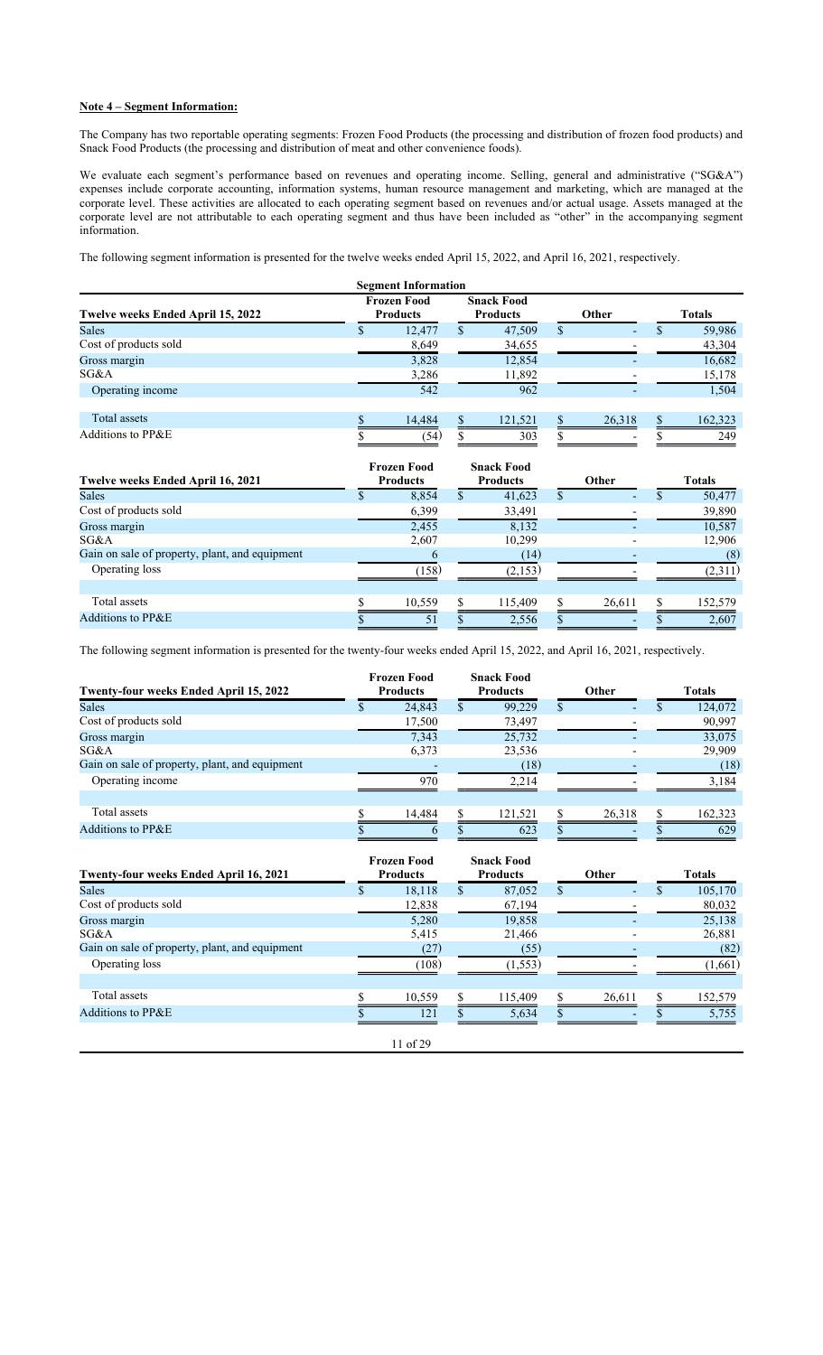**Note 4 – Segment Information:**

The Company has two reportable operating segments: Frozen Food Products (the processing and distribution of frozen food products) and Snack Food Products (the processing and distribution of meat and other convenience foods).

We evaluate each segment's performance based on revenues and operating income. Selling, general and administrative ("SG&A") expenses include corporate accounting, information systems, human resource management and marketing, which are managed at the corporate level. These activities are allocated to each operating segment based on revenues and/or actual usage. Assets managed at the corporate level are not attributable to each operating segment and thus have been included as "other" in the accompanying segment information.

The following segment information is presented for the twelve weeks ended April 15, 2022, and April 16, 2021, respectively.

**Segment Information**

| Twelve weeks Ended April 15, 2022 | Frozen Food Products | Snack Food Products | Other | Totals |
|---|---|---|---|---|
| Sales | $ 12,477 | $ 47,509 | $ - | $ 59,986 |
| Cost of products sold | 8,649 | 34,655 | - | 43,304 |
| Gross margin | 3,828 | 12,854 | - | 16,682 |
| SG&A | 3,286 | 11,892 | - | 15,178 |
| Operating income | 542 | 962 | - | 1,504 |
| | | | | |
| Total assets | $ 14,484 | $ 121,521 | $ 26,318 | $ 162,323 |
| Additions to PP&E | $ (54) | $ 303 | $ - | $ 249 |

| Twelve weeks Ended April 16, 2021 | Frozen Food Products | Snack Food Products | Other | Totals |
|---|---|---|---|---|
| Sales | $ 8,854 | $ 41,623 | $ - | $ 50,477 |
| Cost of products sold | 6,399 | 33,491 | - | 39,890 |
| Gross margin | 2,455 | 8,132 | - | 10,587 |
| SG&A | 2,607 | 10,299 | - | 12,906 |
| Gain on sale of property, plant, and equipment | 6 | (14) | - | (8) |
| Operating loss | (158) | (2,153) | - | (2,311) |
| | | | | |
| Total assets | $ 10,559 | $ 115,409 | $ 26,611 | $ 152,579 |
| Additions to PP&E | $ 51 | $ 2,556 | $ - | $ 2,607 |

The following segment information is presented for the twenty-four weeks ended April 15, 2022, and April 16, 2021, respectively.

| Twenty-four weeks Ended April 15, 2022 | Frozen Food Products | Snack Food Products | Other | Totals |
|---|---|---|---|---|
| Sales | $ 24,843 | $ 99,229 | $ - | $ 124,072 |
| Cost of products sold | 17,500 | 73,497 | - | 90,997 |
| Gross margin | 7,343 | 25,732 | - | 33,075 |
| SG&A | 6,373 | 23,536 | - | 29,909 |
| Gain on sale of property, plant, and equipment | - | (18) | - | (18) |
| Operating income | 970 | 2,214 | - | 3,184 |
| | | | | |
| Total assets | $ 14,484 | $ 121,521 | $ 26,318 | $ 162,323 |
| Additions to PP&E | $ 6 | $ 623 | $ - | $ 629 |

| Twenty-four weeks Ended April 16, 2021 | Frozen Food Products | Snack Food Products | Other | Totals |
|---|---|---|---|---|
| Sales | $ 18,118 | $ 87,052 | $ - | $ 105,170 |
| Cost of products sold | 12,838 | 67,194 | - | 80,032 |
| Gross margin | 5,280 | 19,858 | - | 25,138 |
| SG&A | 5,415 | 21,466 | - | 26,881 |
| Gain on sale of property, plant, and equipment | (27) | (55) | - | (82) |
| Operating loss | (108) | (1,553) | - | (1,661) |
| | | | | |
| Total assets | $ 10,559 | $ 115,409 | $ 26,611 | $ 152,579 |
| Additions to PP&E | $ 121 | $ 5,634 | $ - | $ 5,755 |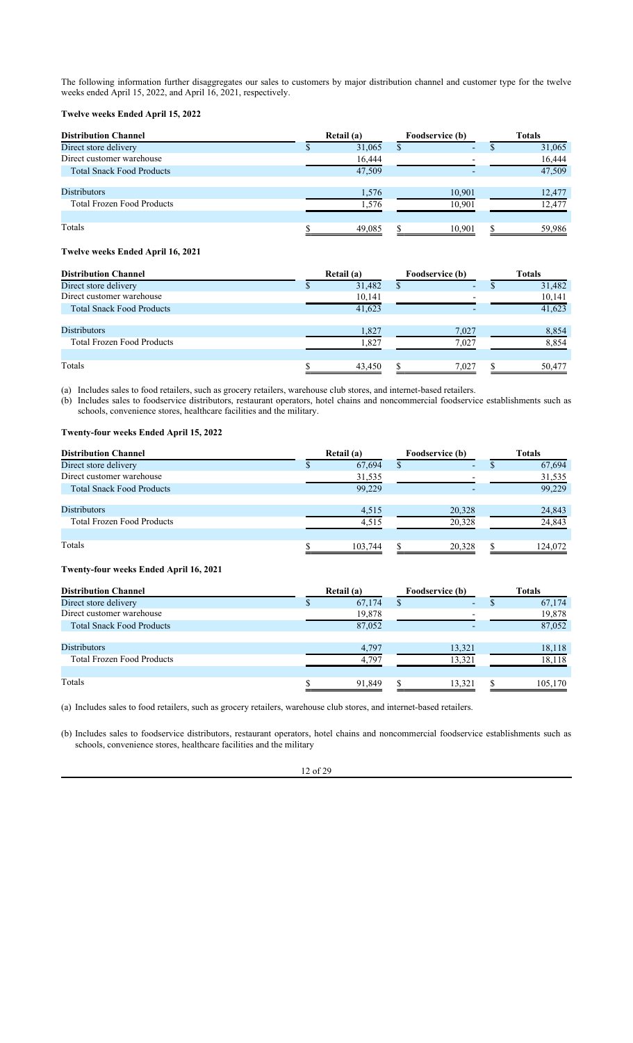The following information further disaggregates our sales to customers by major distribution channel and customer type for the twelve weeks ended April 15, 2022, and April 16, 2021, respectively.

**Twelve weeks Ended April 15, 2022**

| Distribution Channel | Retail (a) | Foodservice (b) | Totals |
|---|---|---|---|
| Direct store delivery | $ 31,065 | $ - | $ 31,065 |
| Direct customer warehouse | 16,444 | - | 16,444 |
| Total Snack Food Products | 47,509 | - | 47,509 |
| | | | |
| Distributors | 1,576 | 10,901 | 12,477 |
| Total Frozen Food Products | 1,576 | 10,901 | 12,477 |
| | | | |
| Totals | $ 49,085 | $ 10,901 | $ 59,986 |

**Twelve weeks Ended April 16, 2021**

| Distribution Channel | Retail (a) | Foodservice (b) | Totals |
|---|---|---|---|
| Direct store delivery | $ 31,482 | $ - | $ 31,482 |
| Direct customer warehouse | 10,141 | - | 10,141 |
| Total Snack Food Products | 41,623 | - | 41,623 |
| | | | |
| Distributors | 1,827 | 7,027 | 8,854 |
| Total Frozen Food Products | 1,827 | 7,027 | 8,854 |
| | | | |
| Totals | $ 43,450 | $ 7,027 | $ 50,477 |

(a) Includes sales to food retailers, such as grocery retailers, warehouse club stores, and internet-based retailers.

(b) Includes sales to foodservice distributors, restaurant operators, hotel chains and noncommercial foodservice establishments such as schools, convenience stores, healthcare facilities and the military.

**Twenty-four weeks Ended April 15, 2022**

| Distribution Channel | Retail (a) | Foodservice (b) | Totals |
|---|---|---|---|
| Direct store delivery | $ 67,694 | $ - | $ 67,694 |
| Direct customer warehouse | 31,535 | - | 31,535 |
| Total Snack Food Products | 99,229 | - | 99,229 |
| | | | |
| Distributors | 4,515 | 20,328 | 24,843 |
| Total Frozen Food Products | 4,515 | 20,328 | 24,843 |
| | | | |
| Totals | $ 103,744 | $ 20,328 | $ 124,072 |

**Twenty-four weeks Ended April 16, 2021**

| Distribution Channel | Retail (a) | Foodservice (b) | Totals |
|---|---|---|---|
| Direct store delivery | $ 67,174 | $ - | $ 67,174 |
| Direct customer warehouse | 19,878 | - | 19,878 |
| Total Snack Food Products | 87,052 | - | 87,052 |
| | | | |
| Distributors | 4,797 | 13,321 | 18,118 |
| Total Frozen Food Products | 4,797 | 13,321 | 18,118 |
| | | | |
| Totals | $ 91,849 | $ 13,321 | $ 105,170 |

(a) Includes sales to food retailers, such as grocery retailers, warehouse club stores, and internet-based retailers.

(b) Includes sales to foodservice distributors, restaurant operators, hotel chains and noncommercial foodservice establishments such as schools, convenience stores, healthcare facilities and the military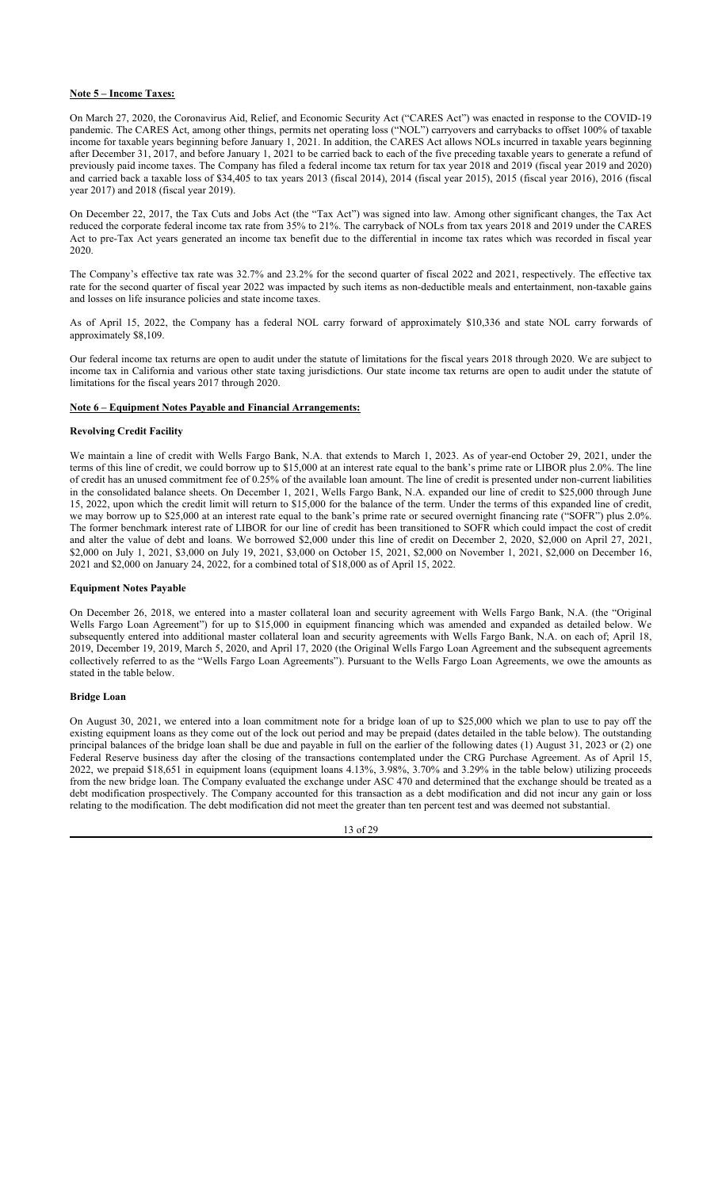**Note 5 – Income Taxes:**

On March 27, 2020, the Coronavirus Aid, Relief, and Economic Security Act ("CARES Act") was enacted in response to the COVID-19 pandemic. The CARES Act, among other things, permits net operating loss ("NOL") carryovers and carrybacks to offset 100% of taxable income for taxable years beginning before January 1, 2021. In addition, the CARES Act allows NOLs incurred in taxable years beginning after December 31, 2017, and before January 1, 2021 to be carried back to each of the five preceding taxable years to generate a refund of previously paid income taxes. The Company has filed a federal income tax return for tax year 2018 and 2019 (fiscal year 2019 and 2020) and carried back a taxable loss of $34,405 to tax years 2013 (fiscal 2014), 2014 (fiscal year 2015), 2015 (fiscal year 2016), 2016 (fiscal year 2017) and 2018 (fiscal year 2019).

On December 22, 2017, the Tax Cuts and Jobs Act (the "Tax Act") was signed into law. Among other significant changes, the Tax Act reduced the corporate federal income tax rate from 35% to 21%. The carryback of NOLs from tax years 2018 and 2019 under the CARES Act to pre-Tax Act years generated an income tax benefit due to the differential in income tax rates which was recorded in fiscal year 2020.

The Company's effective tax rate was 32.7% and 23.2% for the second quarter of fiscal 2022 and 2021, respectively. The effective tax rate for the second quarter of fiscal year 2022 was impacted by such items as non-deductible meals and entertainment, non-taxable gains and losses on life insurance policies and state income taxes.

As of April 15, 2022, the Company has a federal NOL carry forward of approximately $10,336 and state NOL carry forwards of approximately $8,109.

Our federal income tax returns are open to audit under the statute of limitations for the fiscal years 2018 through 2020. We are subject to income tax in California and various other state taxing jurisdictions. Our state income tax returns are open to audit under the statute of limitations for the fiscal years 2017 through 2020.

**Note 6 – Equipment Notes Payable and Financial Arrangements:**

**Revolving Credit Facility**

We maintain a line of credit with Wells Fargo Bank, N.A. that extends to March 1, 2023. As of year-end October 29, 2021, under the terms of this line of credit, we could borrow up to $15,000 at an interest rate equal to the bank's prime rate or LIBOR plus 2.0%. The line of credit has an unused commitment fee of 0.25% of the available loan amount. The line of credit is presented under non-current liabilities in the consolidated balance sheets. On December 1, 2021, Wells Fargo Bank, N.A. expanded our line of credit to $25,000 through June 15, 2022, upon which the credit limit will return to $15,000 for the balance of the term. Under the terms of this expanded line of credit, we may borrow up to $25,000 at an interest rate equal to the bank's prime rate or secured overnight financing rate ("SOFR") plus 2.0%. The former benchmark interest rate of LIBOR for our line of credit has been transitioned to SOFR which could impact the cost of credit and alter the value of debt and loans. We borrowed $2,000 under this line of credit on December 2, 2020, $2,000 on April 27, 2021, $2,000 on July 1, 2021, $3,000 on July 19, 2021, $3,000 on October 15, 2021, $2,000 on November 1, 2021, $2,000 on December 16, 2021 and $2,000 on January 24, 2022, for a combined total of $18,000 as of April 15, 2022.

**Equipment Notes Payable**

On December 26, 2018, we entered into a master collateral loan and security agreement with Wells Fargo Bank, N.A. (the "Original Wells Fargo Loan Agreement") for up to $15,000 in equipment financing which was amended and expanded as detailed below. We subsequently entered into additional master collateral loan and security agreements with Wells Fargo Bank, N.A. on each of; April 18, 2019, December 19, 2019, March 5, 2020, and April 17, 2020 (the Original Wells Fargo Loan Agreement and the subsequent agreements collectively referred to as the "Wells Fargo Loan Agreements"). Pursuant to the Wells Fargo Loan Agreements, we owe the amounts as stated in the table below.

**Bridge Loan**

On August 30, 2021, we entered into a loan commitment note for a bridge loan of up to $25,000 which we plan to use to pay off the existing equipment loans as they come out of the lock out period and may be prepaid (dates detailed in the table below). The outstanding principal balances of the bridge loan shall be due and payable in full on the earlier of the following dates (1) August 31, 2023 or (2) one Federal Reserve business day after the closing of the transactions contemplated under the CRG Purchase Agreement. As of April 15, 2022, we prepaid $18,651 in equipment loans (equipment loans 4.13%, 3.98%, 3.70% and 3.29% in the table below) utilizing proceeds from the new bridge loan. The Company evaluated the exchange under ASC 470 and determined that the exchange should be treated as a debt modification prospectively. The Company accounted for this transaction as a debt modification and did not incur any gain or loss relating to the modification. The debt modification did not meet the greater than ten percent test and was deemed not substantial.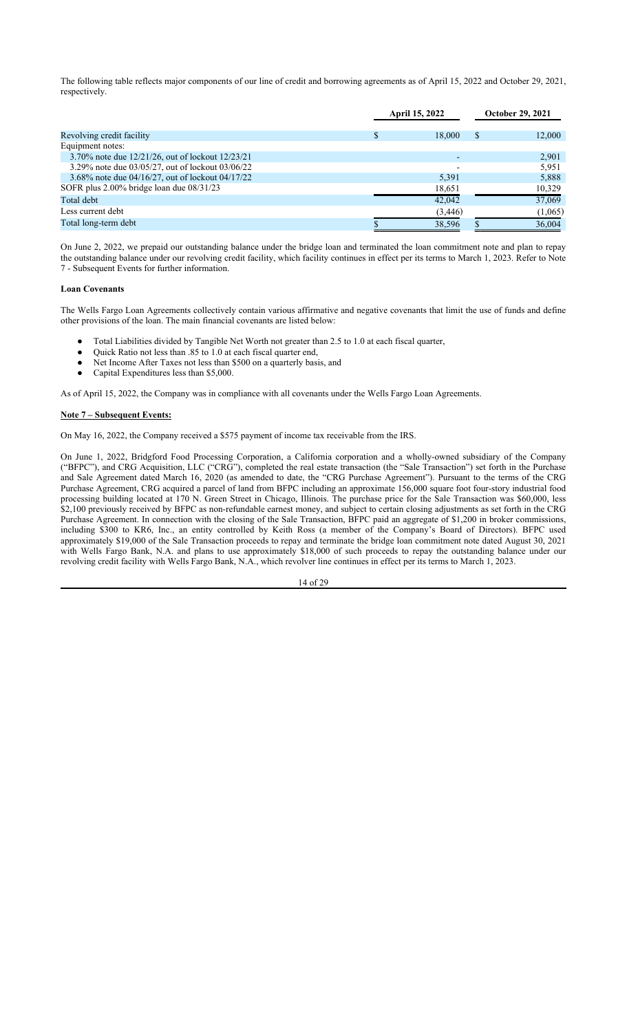The following table reflects major components of our line of credit and borrowing agreements as of April 15, 2022 and October 29, 2021, respectively.

| | April 15, 2022 | October 29, 2021 |
|---|---|---|
| Revolving credit facility | $ 18,000 | $ 12,000 |
| Equipment notes: | | |
| 3.70% note due 12/21/26, out of lockout 12/23/21 | - | 2,901 |
| 3.29% note due 03/05/27, out of lockout 03/06/22 | - | 5,951 |
| 3.68% note due 04/16/27, out of lockout 04/17/22 | 5,391 | 5,888 |
| SOFR plus 2.00% bridge loan due 08/31/23 | 18,651 | 10,329 |
| Total debt | 42,042 | 37,069 |
| Less current debt | (3,446) | (1,065) |
| Total long-term debt | $ 38,596 | $ 36,004 |

On June 2, 2022, we prepaid our outstanding balance under the bridge loan and terminated the loan commitment note and plan to repay the outstanding balance under our revolving credit facility, which facility continues in effect per its terms to March 1, 2023. Refer to Note 7 - Subsequent Events for further information.

**Loan Covenants**

The Wells Fargo Loan Agreements collectively contain various affirmative and negative covenants that limit the use of funds and define other provisions of the loan. The main financial covenants are listed below:

- Total Liabilities divided by Tangible Net Worth not greater than 2.5 to 1.0 at each fiscal quarter,
- Quick Ratio not less than .85 to 1.0 at each fiscal quarter end,
- Net Income After Taxes not less than $500 on a quarterly basis, and
- Capital Expenditures less than $5,000.

As of April 15, 2022, the Company was in compliance with all covenants under the Wells Fargo Loan Agreements.

**Note 7 – Subsequent Events:**

On May 16, 2022, the Company received a $575 payment of income tax receivable from the IRS.

On June 1, 2022, Bridgford Food Processing Corporation, a California corporation and a wholly-owned subsidiary of the Company ("BFPC"), and CRG Acquisition, LLC ("CRG"), completed the real estate transaction (the "Sale Transaction") set forth in the Purchase and Sale Agreement dated March 16, 2020 (as amended to date, the "CRG Purchase Agreement"). Pursuant to the terms of the CRG Purchase Agreement, CRG acquired a parcel of land from BFPC including an approximate 156,000 square foot four-story industrial food processing building located at 170 N. Green Street in Chicago, Illinois. The purchase price for the Sale Transaction was $60,000, less $2,100 previously received by BFPC as non-refundable earnest money, and subject to certain closing adjustments as set forth in the CRG Purchase Agreement. In connection with the closing of the Sale Transaction, BFPC paid an aggregate of $1,200 in broker commissions, including $300 to KR6, Inc., an entity controlled by Keith Ross (a member of the Company's Board of Directors). BFPC used approximately $19,000 of the Sale Transaction proceeds to repay and terminate the bridge loan commitment note dated August 30, 2021 with Wells Fargo Bank, N.A. and plans to use approximately $18,000 of such proceeds to repay the outstanding balance under our revolving credit facility with Wells Fargo Bank, N.A., which revolver line continues in effect per its terms to March 1, 2023.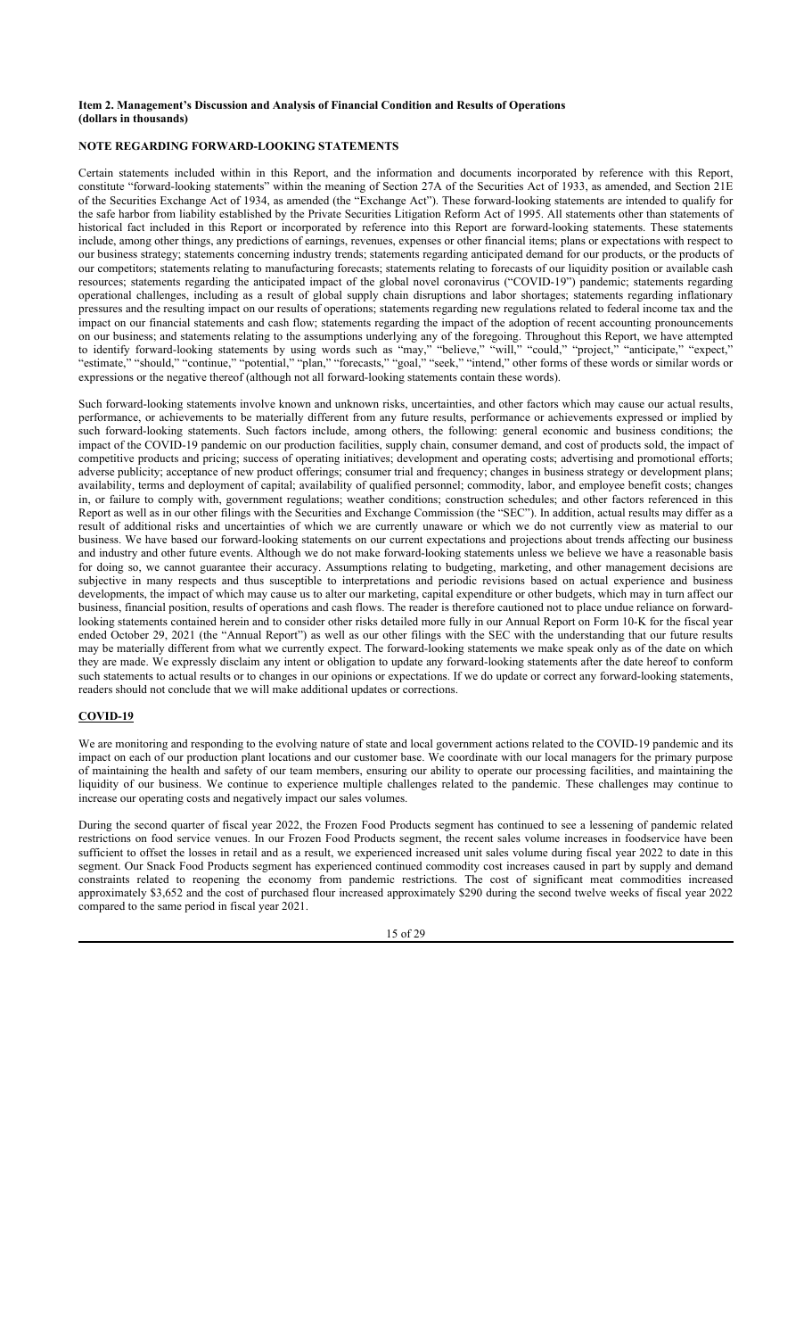**Item 2. Management's Discussion and Analysis of Financial Condition and Results of Operations (dollars in thousands)**

**NOTE REGARDING FORWARD-LOOKING STATEMENTS**

Certain statements included within in this Report, and the information and documents incorporated by reference with this Report, constitute "forward-looking statements" within the meaning of Section 27A of the Securities Act of 1933, as amended, and Section 21E of the Securities Exchange Act of 1934, as amended (the "Exchange Act"). These forward-looking statements are intended to qualify for the safe harbor from liability established by the Private Securities Litigation Reform Act of 1995. All statements other than statements of historical fact included in this Report or incorporated by reference into this Report are forward-looking statements. These statements include, among other things, any predictions of earnings, revenues, expenses or other financial items; plans or expectations with respect to our business strategy; statements concerning industry trends; statements regarding anticipated demand for our products, or the products of our competitors; statements relating to manufacturing forecasts; statements relating to forecasts of our liquidity position or available cash resources; statements regarding the anticipated impact of the global novel coronavirus ("COVID-19") pandemic; statements regarding operational challenges, including as a result of global supply chain disruptions and labor shortages; statements regarding inflationary pressures and the resulting impact on our results of operations; statements regarding new regulations related to federal income tax and the impact on our financial statements and cash flow; statements regarding the impact of the adoption of recent accounting pronouncements on our business; and statements relating to the assumptions underlying any of the foregoing. Throughout this Report, we have attempted to identify forward-looking statements by using words such as "may," "believe," "will," "could," "project," "anticipate," "expect," "estimate," "should," "continue," "potential," "plan," "forecasts," "goal," "seek," "intend," other forms of these words or similar words or expressions or the negative thereof (although not all forward-looking statements contain these words).

Such forward-looking statements involve known and unknown risks, uncertainties, and other factors which may cause our actual results, performance, or achievements to be materially different from any future results, performance or achievements expressed or implied by such forward-looking statements. Such factors include, among others, the following: general economic and business conditions; the impact of the COVID-19 pandemic on our production facilities, supply chain, consumer demand, and cost of products sold, the impact of competitive products and pricing; success of operating initiatives; development and operating costs; advertising and promotional efforts; adverse publicity; acceptance of new product offerings; consumer trial and frequency; changes in business strategy or development plans; availability, terms and deployment of capital; availability of qualified personnel; commodity, labor, and employee benefit costs; changes in, or failure to comply with, government regulations; weather conditions; construction schedules; and other factors referenced in this Report as well as in our other filings with the Securities and Exchange Commission (the "SEC"). In addition, actual results may differ as a result of additional risks and uncertainties of which we are currently unaware or which we do not currently view as material to our business. We have based our forward-looking statements on our current expectations and projections about trends affecting our business and industry and other future events. Although we do not make forward-looking statements unless we believe we have a reasonable basis for doing so, we cannot guarantee their accuracy. Assumptions relating to budgeting, marketing, and other management decisions are subjective in many respects and thus susceptible to interpretations and periodic revisions based on actual experience and business developments, the impact of which may cause us to alter our marketing, capital expenditure or other budgets, which may in turn affect our business, financial position, results of operations and cash flows. The reader is therefore cautioned not to place undue reliance on forward-looking statements contained herein and to consider other risks detailed more fully in our Annual Report on Form 10-K for the fiscal year ended October 29, 2021 (the "Annual Report") as well as our other filings with the SEC with the understanding that our future results may be materially different from what we currently expect. The forward-looking statements we make speak only as of the date on which they are made. We expressly disclaim any intent or obligation to update any forward-looking statements after the date hereof to conform such statements to actual results or to changes in our opinions or expectations. If we do update or correct any forward-looking statements, readers should not conclude that we will make additional updates or corrections.

**COVID-19**

We are monitoring and responding to the evolving nature of state and local government actions related to the COVID-19 pandemic and its impact on each of our production plant locations and our customer base. We coordinate with our local managers for the primary purpose of maintaining the health and safety of our team members, ensuring our ability to operate our processing facilities, and maintaining the liquidity of our business. We continue to experience multiple challenges related to the pandemic. These challenges may continue to increase our operating costs and negatively impact our sales volumes.

During the second quarter of fiscal year 2022, the Frozen Food Products segment has continued to see a lessening of pandemic related restrictions on food service venues. In our Frozen Food Products segment, the recent sales volume increases in foodservice have been sufficient to offset the losses in retail and as a result, we experienced increased unit sales volume during fiscal year 2022 to date in this segment. Our Snack Food Products segment has experienced continued commodity cost increases caused in part by supply and demand constraints related to reopening the economy from pandemic restrictions. The cost of significant meat commodities increased approximately $3,652 and the cost of purchased flour increased approximately $290 during the second twelve weeks of fiscal year 2022 compared to the same period in fiscal year 2021.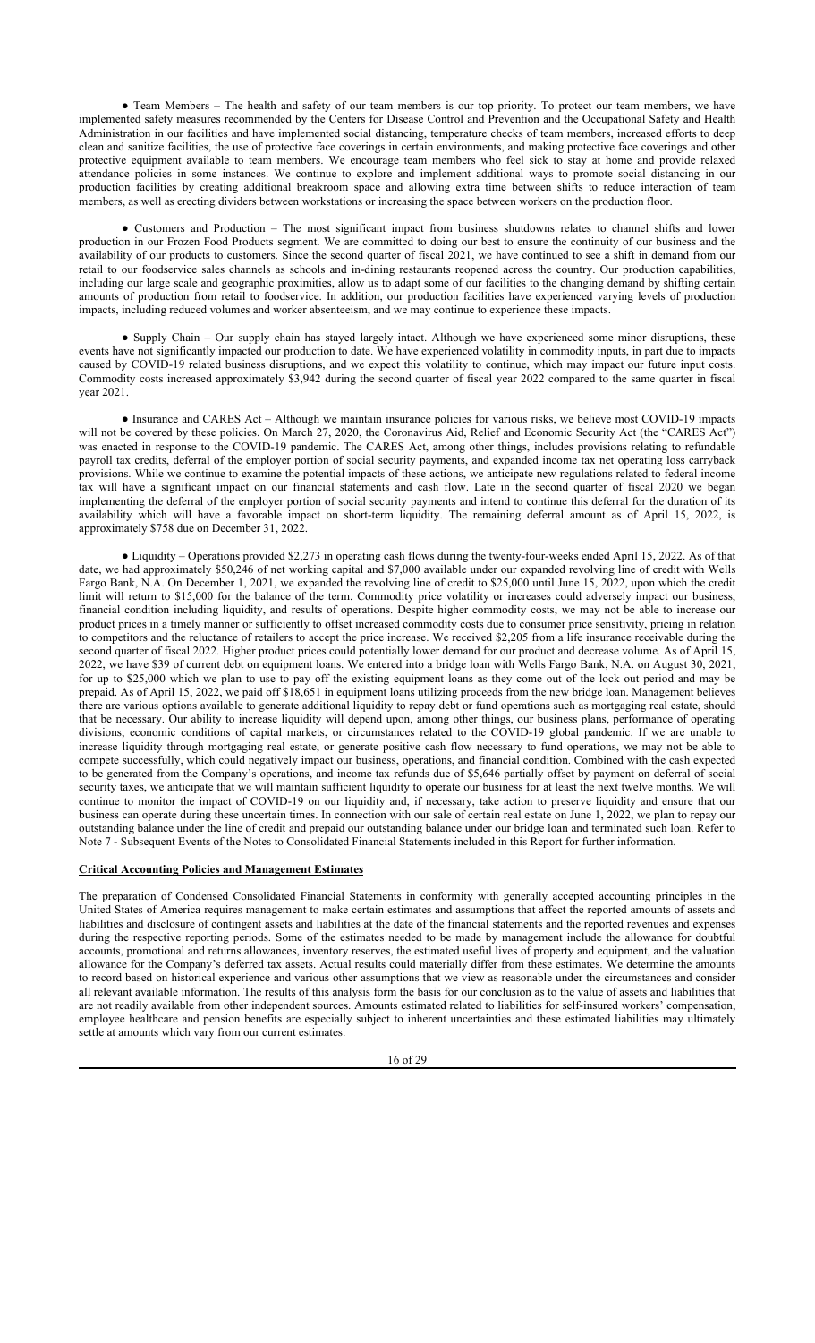● Team Members – The health and safety of our team members is our top priority. To protect our team members, we have implemented safety measures recommended by the Centers for Disease Control and Prevention and the Occupational Safety and Health Administration in our facilities and have implemented social distancing, temperature checks of team members, increased efforts to deep clean and sanitize facilities, the use of protective face coverings in certain environments, and making protective face coverings and other protective equipment available to team members. We encourage team members who feel sick to stay at home and provide relaxed attendance policies in some instances. We continue to explore and implement additional ways to promote social distancing in our production facilities by creating additional breakroom space and allowing extra time between shifts to reduce interaction of team members, as well as erecting dividers between workstations or increasing the space between workers on the production floor.

● Customers and Production – The most significant impact from business shutdowns relates to channel shifts and lower production in our Frozen Food Products segment. We are committed to doing our best to ensure the continuity of our business and the availability of our products to customers. Since the second quarter of fiscal 2021, we have continued to see a shift in demand from our retail to our foodservice sales channels as schools and in-dining restaurants reopened across the country. Our production capabilities, including our large scale and geographic proximities, allow us to adapt some of our facilities to the changing demand by shifting certain amounts of production from retail to foodservice. In addition, our production facilities have experienced varying levels of production impacts, including reduced volumes and worker absenteeism, and we may continue to experience these impacts.

● Supply Chain – Our supply chain has stayed largely intact. Although we have experienced some minor disruptions, these events have not significantly impacted our production to date. We have experienced volatility in commodity inputs, in part due to impacts caused by COVID-19 related business disruptions, and we expect this volatility to continue, which may impact our future input costs. Commodity costs increased approximately $3,942 during the second quarter of fiscal year 2022 compared to the same quarter in fiscal year 2021.

● Insurance and CARES Act – Although we maintain insurance policies for various risks, we believe most COVID-19 impacts will not be covered by these policies. On March 27, 2020, the Coronavirus Aid, Relief and Economic Security Act (the "CARES Act") was enacted in response to the COVID-19 pandemic. The CARES Act, among other things, includes provisions relating to refundable payroll tax credits, deferral of the employer portion of social security payments, and expanded income tax net operating loss carryback provisions. While we continue to examine the potential impacts of these actions, we anticipate new regulations related to federal income tax will have a significant impact on our financial statements and cash flow. Late in the second quarter of fiscal 2020 we began implementing the deferral of the employer portion of social security payments and intend to continue this deferral for the duration of its availability which will have a favorable impact on short-term liquidity. The remaining deferral amount as of April 15, 2022, is approximately $758 due on December 31, 2022.

● Liquidity – Operations provided $2,273 in operating cash flows during the twenty-four-weeks ended April 15, 2022. As of that date, we had approximately $50,246 of net working capital and $7,000 available under our expanded revolving line of credit with Wells Fargo Bank, N.A. On December 1, 2021, we expanded the revolving line of credit to $25,000 until June 15, 2022, upon which the credit limit will return to $15,000 for the balance of the term. Commodity price volatility or increases could adversely impact our business, financial condition including liquidity, and results of operations. Despite higher commodity costs, we may not be able to increase our product prices in a timely manner or sufficiently to offset increased commodity costs due to consumer price sensitivity, pricing in relation to competitors and the reluctance of retailers to accept the price increase. We received $2,205 from a life insurance receivable during the second quarter of fiscal 2022. Higher product prices could potentially lower demand for our product and decrease volume. As of April 15, 2022, we have $39 of current debt on equipment loans. We entered into a bridge loan with Wells Fargo Bank, N.A. on August 30, 2021, for up to $25,000 which we plan to use to pay off the existing equipment loans as they come out of the lock out period and may be prepaid. As of April 15, 2022, we paid off $18,651 in equipment loans utilizing proceeds from the new bridge loan. Management believes there are various options available to generate additional liquidity to repay debt or fund operations such as mortgaging real estate, should that be necessary. Our ability to increase liquidity will depend upon, among other things, our business plans, performance of operating divisions, economic conditions of capital markets, or circumstances related to the COVID-19 global pandemic. If we are unable to increase liquidity through mortgaging real estate, or generate positive cash flow necessary to fund operations, we may not be able to compete successfully, which could negatively impact our business, operations, and financial condition. Combined with the cash expected to be generated from the Company's operations, and income tax refunds due of $5,646 partially offset by payment on deferral of social security taxes, we anticipate that we will maintain sufficient liquidity to operate our business for at least the next twelve months. We will continue to monitor the impact of COVID-19 on our liquidity and, if necessary, take action to preserve liquidity and ensure that our business can operate during these uncertain times. In connection with our sale of certain real estate on June 1, 2022, we plan to repay our outstanding balance under the line of credit and prepaid our outstanding balance under our bridge loan and terminated such loan. Refer to Note 7 - Subsequent Events of the Notes to Consolidated Financial Statements included in this Report for further information.

## Critical Accounting Policies and Management Estimates

The preparation of Condensed Consolidated Financial Statements in conformity with generally accepted accounting principles in the United States of America requires management to make certain estimates and assumptions that affect the reported amounts of assets and liabilities and disclosure of contingent assets and liabilities at the date of the financial statements and the reported revenues and expenses during the respective reporting periods. Some of the estimates needed to be made by management include the allowance for doubtful accounts, promotional and returns allowances, inventory reserves, the estimated useful lives of property and equipment, and the valuation allowance for the Company's deferred tax assets. Actual results could materially differ from these estimates. We determine the amounts to record based on historical experience and various other assumptions that we view as reasonable under the circumstances and consider all relevant available information. The results of this analysis form the basis for our conclusion as to the value of assets and liabilities that are not readily available from other independent sources. Amounts estimated related to liabilities for self-insured workers' compensation, employee healthcare and pension benefits are especially subject to inherent uncertainties and these estimated liabilities may ultimately settle at amounts which vary from our current estimates.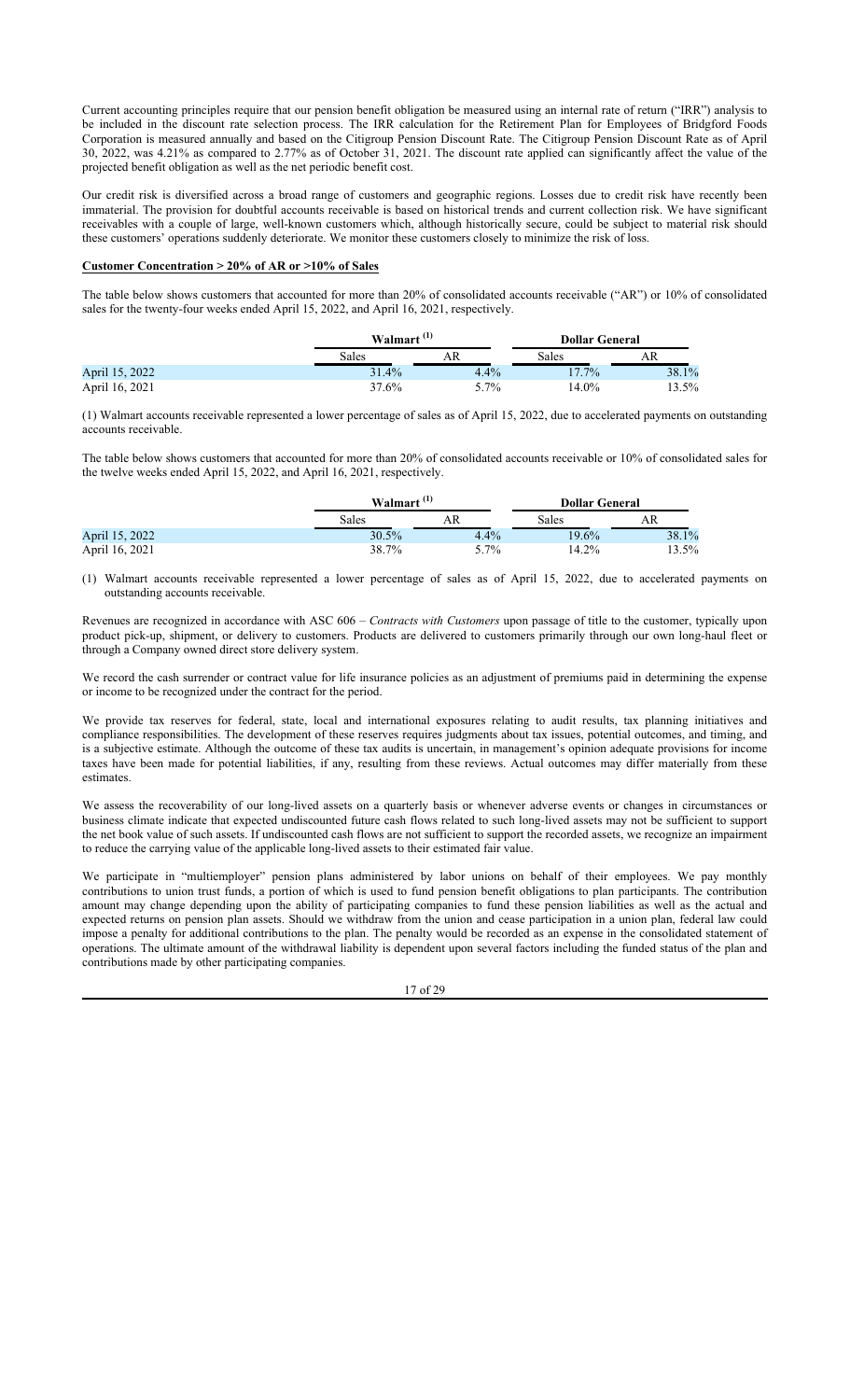Current accounting principles require that our pension benefit obligation be measured using an internal rate of return ("IRR") analysis to be included in the discount rate selection process. The IRR calculation for the Retirement Plan for Employees of Bridgford Foods Corporation is measured annually and based on the Citigroup Pension Discount Rate. The Citigroup Pension Discount Rate as of April 30, 2022, was 4.21% as compared to 2.77% as of October 31, 2021. The discount rate applied can significantly affect the value of the projected benefit obligation as well as the net periodic benefit cost.

Our credit risk is diversified across a broad range of customers and geographic regions. Losses due to credit risk have recently been immaterial. The provision for doubtful accounts receivable is based on historical trends and current collection risk. We have significant receivables with a couple of large, well-known customers which, although historically secure, could be subject to material risk should these customers' operations suddenly deteriorate. We monitor these customers closely to minimize the risk of loss.

**Customer Concentration > 20% of AR or >10% of Sales**

The table below shows customers that accounted for more than 20% of consolidated accounts receivable ("AR") or 10% of consolidated sales for the twenty-four weeks ended April 15, 2022, and April 16, 2021, respectively.

| | Walmart (1) | | Dollar General | |
|---|---|---|---|---|
| | Sales | AR | Sales | AR |
| April 15, 2022 | 31.4% | 4.4% | 17.7% | 38.1% |
| April 16, 2021 | 37.6% | 5.7% | 14.0% | 13.5% |

(1) Walmart accounts receivable represented a lower percentage of sales as of April 15, 2022, due to accelerated payments on outstanding accounts receivable.

The table below shows customers that accounted for more than 20% of consolidated accounts receivable or 10% of consolidated sales for the twelve weeks ended April 15, 2022, and April 16, 2021, respectively.

| | Walmart (1) | | Dollar General | |
|---|---|---|---|---|
| | Sales | AR | Sales | AR |
| April 15, 2022 | 30.5% | 4.4% | 19.6% | 38.1% |
| April 16, 2021 | 38.7% | 5.7% | 14.2% | 13.5% |

(1) Walmart accounts receivable represented a lower percentage of sales as of April 15, 2022, due to accelerated payments on outstanding accounts receivable.

Revenues are recognized in accordance with ASC 606 – *Contracts with Customers* upon passage of title to the customer, typically upon product pick-up, shipment, or delivery to customers. Products are delivered to customers primarily through our own long-haul fleet or through a Company owned direct store delivery system.

We record the cash surrender or contract value for life insurance policies as an adjustment of premiums paid in determining the expense or income to be recognized under the contract for the period.

We provide tax reserves for federal, state, local and international exposures relating to audit results, tax planning initiatives and compliance responsibilities. The development of these reserves requires judgments about tax issues, potential outcomes, and timing, and is a subjective estimate. Although the outcome of these tax audits is uncertain, in management's opinion adequate provisions for income taxes have been made for potential liabilities, if any, resulting from these reviews. Actual outcomes may differ materially from these estimates.

We assess the recoverability of our long-lived assets on a quarterly basis or whenever adverse events or changes in circumstances or business climate indicate that expected undiscounted future cash flows related to such long-lived assets may not be sufficient to support the net book value of such assets. If undiscounted cash flows are not sufficient to support the recorded assets, we recognize an impairment to reduce the carrying value of the applicable long-lived assets to their estimated fair value.

We participate in "multiemployer" pension plans administered by labor unions on behalf of their employees. We pay monthly contributions to union trust funds, a portion of which is used to fund pension benefit obligations to plan participants. The contribution amount may change depending upon the ability of participating companies to fund these pension liabilities as well as the actual and expected returns on pension plan assets. Should we withdraw from the union and cease participation in a union plan, federal law could impose a penalty for additional contributions to the plan. The penalty would be recorded as an expense in the consolidated statement of operations. The ultimate amount of the withdrawal liability is dependent upon several factors including the funded status of the plan and contributions made by other participating companies.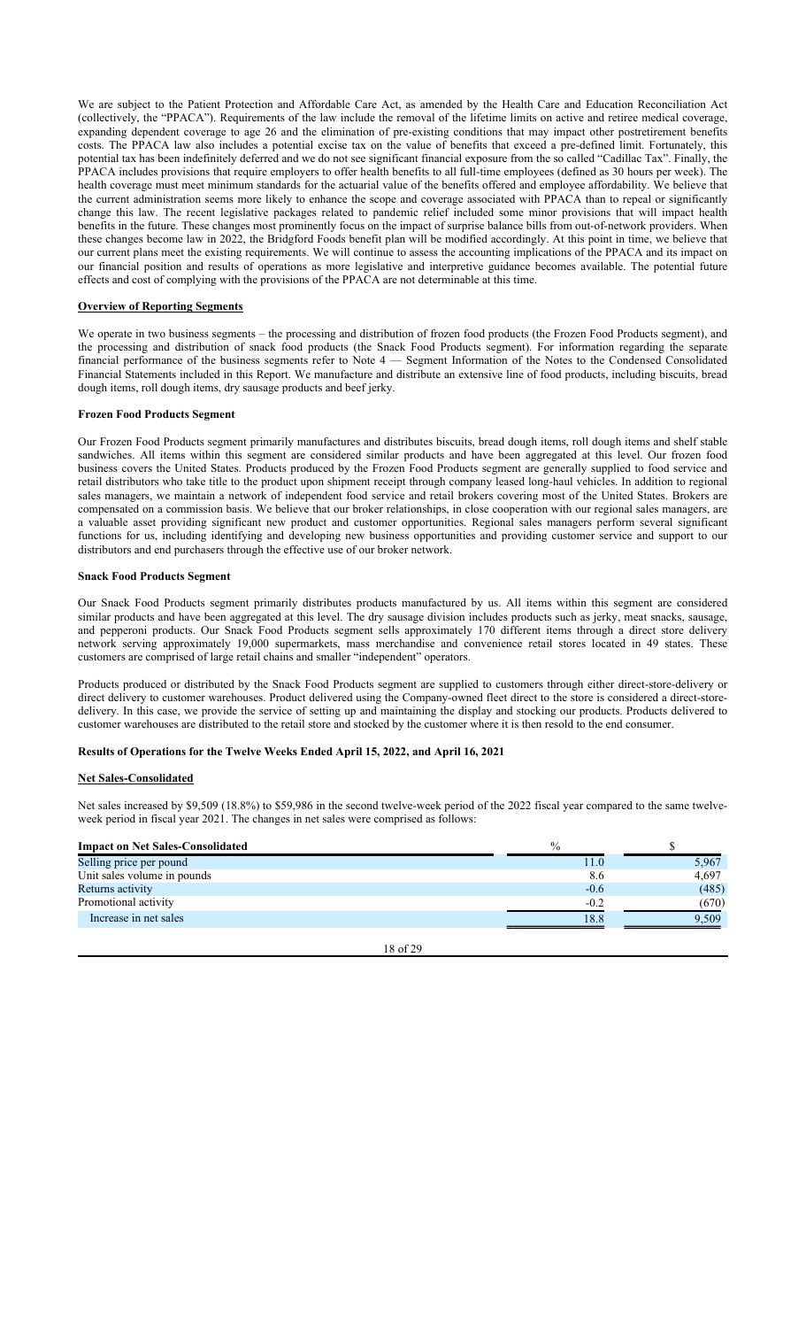We are subject to the Patient Protection and Affordable Care Act, as amended by the Health Care and Education Reconciliation Act (collectively, the "PPACA"). Requirements of the law include the removal of the lifetime limits on active and retiree medical coverage, expanding dependent coverage to age 26 and the elimination of pre-existing conditions that may impact other postretirement benefits costs. The PPACA law also includes a potential excise tax on the value of benefits that exceed a pre-defined limit. Fortunately, this potential tax has been indefinitely deferred and we do not see significant financial exposure from the so called "Cadillac Tax". Finally, the PPACA includes provisions that require employers to offer health benefits to all full-time employees (defined as 30 hours per week). The health coverage must meet minimum standards for the actuarial value of the benefits offered and employee affordability. We believe that the current administration seems more likely to enhance the scope and coverage associated with PPACA than to repeal or significantly change this law. The recent legislative packages related to pandemic relief included some minor provisions that will impact health benefits in the future. These changes most prominently focus on the impact of surprise balance bills from out-of-network providers. When these changes become law in 2022, the Bridgford Foods benefit plan will be modified accordingly. At this point in time, we believe that our current plans meet the existing requirements. We will continue to assess the accounting implications of the PPACA and its impact on our financial position and results of operations as more legislative and interpretive guidance becomes available. The potential future effects and cost of complying with the provisions of the PPACA are not determinable at this time.

## Overview of Reporting Segments

We operate in two business segments – the processing and distribution of frozen food products (the Frozen Food Products segment), and the processing and distribution of snack food products (the Snack Food Products segment). For information regarding the separate financial performance of the business segments refer to Note 4 — Segment Information of the Notes to the Condensed Consolidated Financial Statements included in this Report. We manufacture and distribute an extensive line of food products, including biscuits, bread dough items, roll dough items, dry sausage products and beef jerky.

### Frozen Food Products Segment

Our Frozen Food Products segment primarily manufactures and distributes biscuits, bread dough items, roll dough items and shelf stable sandwiches. All items within this segment are considered similar products and have been aggregated at this level. Our frozen food business covers the United States. Products produced by the Frozen Food Products segment are generally supplied to food service and retail distributors who take title to the product upon shipment receipt through company leased long-haul vehicles. In addition to regional sales managers, we maintain a network of independent food service and retail brokers covering most of the United States. Brokers are compensated on a commission basis. We believe that our broker relationships, in close cooperation with our regional sales managers, are a valuable asset providing significant new product and customer opportunities. Regional sales managers perform several significant functions for us, including identifying and developing new business opportunities and providing customer service and support to our distributors and end purchasers through the effective use of our broker network.

### Snack Food Products Segment

Our Snack Food Products segment primarily distributes products manufactured by us. All items within this segment are considered similar products and have been aggregated at this level. The dry sausage division includes products such as jerky, meat snacks, sausage, and pepperoni products. Our Snack Food Products segment sells approximately 170 different items through a direct store delivery network serving approximately 19,000 supermarkets, mass merchandise and convenience retail stores located in 49 states. These customers are comprised of large retail chains and smaller "independent" operators.

Products produced or distributed by the Snack Food Products segment are supplied to customers through either direct-store-delivery or direct delivery to customer warehouses. Product delivered using the Company-owned fleet direct to the store is considered a direct-store-delivery. In this case, we provide the service of setting up and maintaining the display and stocking our products. Products delivered to customer warehouses are distributed to the retail store and stocked by the customer where it is then resold to the end consumer.

## Results of Operations for the Twelve Weeks Ended April 15, 2022, and April 16, 2021

### Net Sales-Consolidated

Net sales increased by $9,509 (18.8%) to $59,986 in the second twelve-week period of the 2022 fiscal year compared to the same twelve-week period in fiscal year 2021. The changes in net sales were comprised as follows:

| Impact on Net Sales-Consolidated | % | $ |
|---|---|---|
| Selling price per pound | 11.0 | 5,967 |
| Unit sales volume in pounds | 8.6 | 4,697 |
| Returns activity | -0.6 | (485) |
| Promotional activity | -0.2 | (670) |
| Increase in net sales | 18.8 | 9,509 |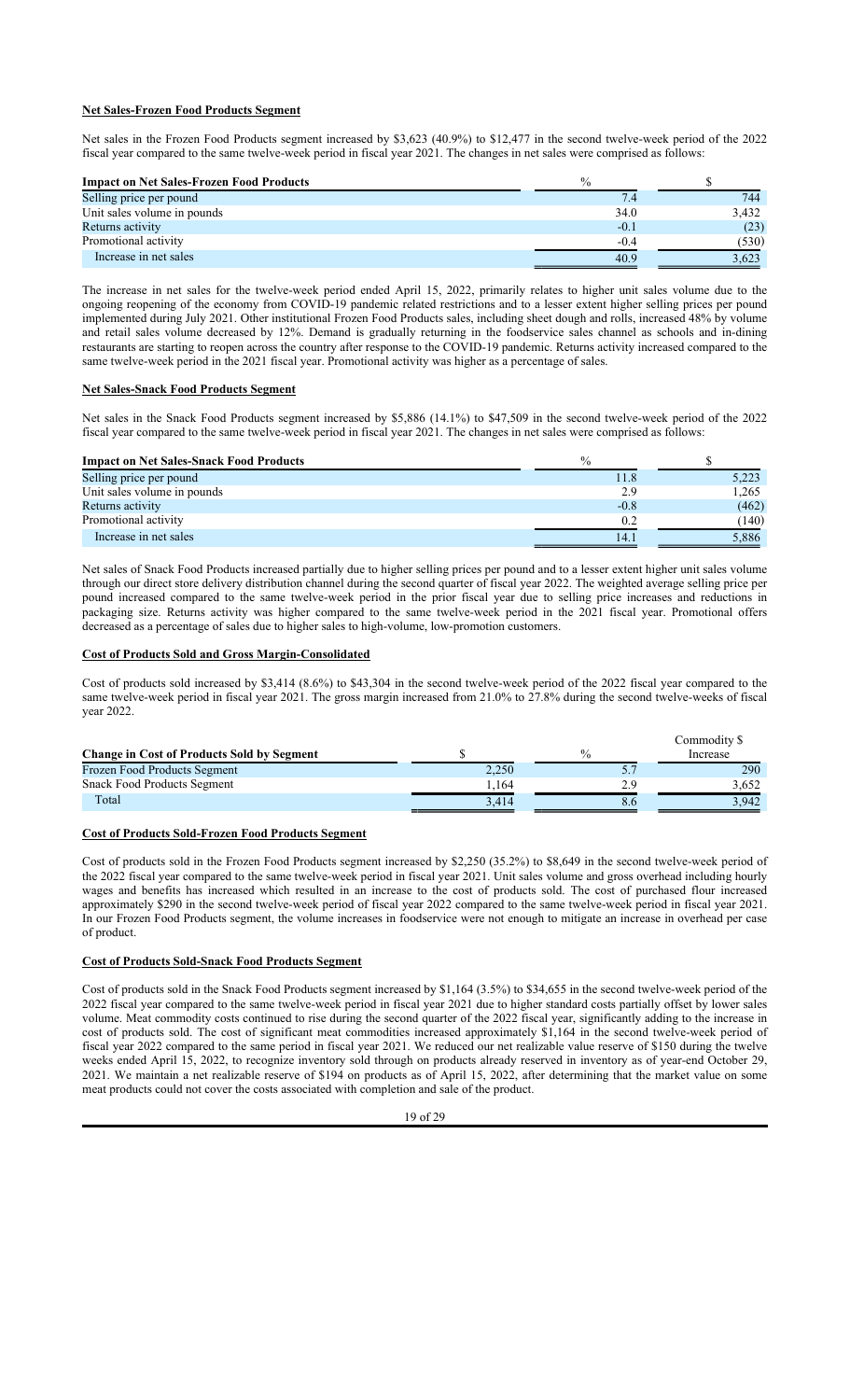**Net Sales-Frozen Food Products Segment**

Net sales in the Frozen Food Products segment increased by $3,623 (40.9%) to $12,477 in the second twelve-week period of the 2022 fiscal year compared to the same twelve-week period in fiscal year 2021. The changes in net sales were comprised as follows:

| Impact on Net Sales-Frozen Food Products | % | $ |
|---|---|---|
| Selling price per pound | 7.4 | 744 |
| Unit sales volume in pounds | 34.0 | 3,432 |
| Returns activity | -0.1 | (23) |
| Promotional activity | -0.4 | (530) |
| Increase in net sales | 40.9 | 3,623 |

The increase in net sales for the twelve-week period ended April 15, 2022, primarily relates to higher unit sales volume due to the ongoing reopening of the economy from COVID-19 pandemic related restrictions and to a lesser extent higher selling prices per pound implemented during July 2021. Other institutional Frozen Food Products sales, including sheet dough and rolls, increased 48% by volume and retail sales volume decreased by 12%. Demand is gradually returning in the foodservice sales channel as schools and in-dining restaurants are starting to reopen across the country after response to the COVID-19 pandemic. Returns activity increased compared to the same twelve-week period in the 2021 fiscal year. Promotional activity was higher as a percentage of sales.

**Net Sales-Snack Food Products Segment**

Net sales in the Snack Food Products segment increased by $5,886 (14.1%) to $47,509 in the second twelve-week period of the 2022 fiscal year compared to the same twelve-week period in fiscal year 2021. The changes in net sales were comprised as follows:

| Impact on Net Sales-Snack Food Products | % | $ |
|---|---|---|
| Selling price per pound | 11.8 | 5,223 |
| Unit sales volume in pounds | 2.9 | 1,265 |
| Returns activity | -0.8 | (462) |
| Promotional activity | 0.2 | (140) |
| Increase in net sales | 14.1 | 5,886 |

Net sales of Snack Food Products increased partially due to higher selling prices per pound and to a lesser extent higher unit sales volume through our direct store delivery distribution channel during the second quarter of fiscal year 2022. The weighted average selling price per pound increased compared to the same twelve-week period in the prior fiscal year due to selling price increases and reductions in packaging size. Returns activity was higher compared to the same twelve-week period in the 2021 fiscal year. Promotional offers decreased as a percentage of sales due to higher sales to high-volume, low-promotion customers.

**Cost of Products Sold and Gross Margin-Consolidated**

Cost of products sold increased by $3,414 (8.6%) to $43,304 in the second twelve-week period of the 2022 fiscal year compared to the same twelve-week period in fiscal year 2021. The gross margin increased from 21.0% to 27.8% during the second twelve-weeks of fiscal year 2022.

| Change in Cost of Products Sold by Segment | $ | % | Commodity $ Increase |
|---|---|---|---|
| Frozen Food Products Segment | 2,250 | 5.7 | 290 |
| Snack Food Products Segment | 1,164 | 2.9 | 3,652 |
| Total | 3,414 | 8.6 | 3,942 |

**Cost of Products Sold-Frozen Food Products Segment**

Cost of products sold in the Frozen Food Products segment increased by $2,250 (35.2%) to $8,649 in the second twelve-week period of the 2022 fiscal year compared to the same twelve-week period in fiscal year 2021. Unit sales volume and gross overhead including hourly wages and benefits has increased which resulted in an increase to the cost of products sold. The cost of purchased flour increased approximately $290 in the second twelve-week period of fiscal year 2022 compared to the same twelve-week period in fiscal year 2021. In our Frozen Food Products segment, the volume increases in foodservice were not enough to mitigate an increase in overhead per case of product.

**Cost of Products Sold-Snack Food Products Segment**

Cost of products sold in the Snack Food Products segment increased by $1,164 (3.5%) to $34,655 in the second twelve-week period of the 2022 fiscal year compared to the same twelve-week period in fiscal year 2021 due to higher standard costs partially offset by lower sales volume. Meat commodity costs continued to rise during the second quarter of the 2022 fiscal year, significantly adding to the increase in cost of products sold. The cost of significant meat commodities increased approximately $1,164 in the second twelve-week period of fiscal year 2022 compared to the same period in fiscal year 2021. We reduced our net realizable value reserve of $150 during the twelve weeks ended April 15, 2022, to recognize inventory sold through on products already reserved in inventory as of year-end October 29, 2021. We maintain a net realizable reserve of $194 on products as of April 15, 2022, after determining that the market value on some meat products could not cover the costs associated with completion and sale of the product.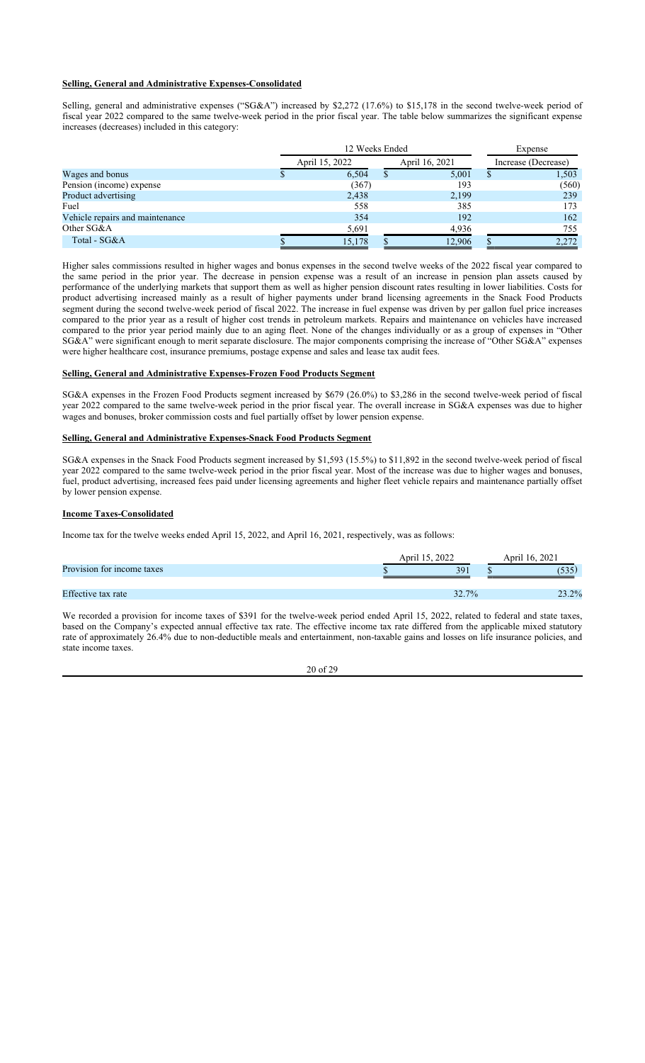**Selling, General and Administrative Expenses-Consolidated**

Selling, general and administrative expenses ("SG&A") increased by $2,272 (17.6%) to $15,178 in the second twelve-week period of fiscal year 2022 compared to the same twelve-week period in the prior fiscal year. The table below summarizes the significant expense increases (decreases) included in this category:

| | 12 Weeks Ended | | Expense |
|---|---|---|---|
| | April 15, 2022 | April 16, 2021 | Increase (Decrease) |
| Wages and bonus | $ 6,504 | $ 5,001 | $ 1,503 |
| Pension (income) expense | (367) | 193 | (560) |
| Product advertising | 2,438 | 2,199 | 239 |
| Fuel | 558 | 385 | 173 |
| Vehicle repairs and maintenance | 354 | 192 | 162 |
| Other SG&A | 5,691 | 4,936 | 755 |
| Total - SG&A | $ 15,178 | $ 12,906 | $ 2,272 |

Higher sales commissions resulted in higher wages and bonus expenses in the second twelve weeks of the 2022 fiscal year compared to the same period in the prior year. The decrease in pension expense was a result of an increase in pension plan assets caused by performance of the underlying markets that support them as well as higher pension discount rates resulting in lower liabilities. Costs for product advertising increased mainly as a result of higher payments under brand licensing agreements in the Snack Food Products segment during the second twelve-week period of fiscal 2022. The increase in fuel expense was driven by per gallon fuel price increases compared to the prior year as a result of higher cost trends in petroleum markets. Repairs and maintenance on vehicles have increased compared to the prior year period mainly due to an aging fleet. None of the changes individually or as a group of expenses in "Other SG&A" were significant enough to merit separate disclosure. The major components comprising the increase of "Other SG&A" expenses were higher healthcare cost, insurance premiums, postage expense and sales and lease tax audit fees.

**Selling, General and Administrative Expenses-Frozen Food Products Segment**

SG&A expenses in the Frozen Food Products segment increased by $679 (26.0%) to $3,286 in the second twelve-week period of fiscal year 2022 compared to the same twelve-week period in the prior fiscal year. The overall increase in SG&A expenses was due to higher wages and bonuses, broker commission costs and fuel partially offset by lower pension expense.

**Selling, General and Administrative Expenses-Snack Food Products Segment**

SG&A expenses in the Snack Food Products segment increased by $1,593 (15.5%) to $11,892 in the second twelve-week period of fiscal year 2022 compared to the same twelve-week period in the prior fiscal year. Most of the increase was due to higher wages and bonuses, fuel, product advertising, increased fees paid under licensing agreements and higher fleet vehicle repairs and maintenance partially offset by lower pension expense.

**Income Taxes-Consolidated**

Income tax for the twelve weeks ended April 15, 2022, and April 16, 2021, respectively, was as follows:

| | April 15, 2022 | April 16, 2021 |
|---|---|---|
| Provision for income taxes | $ 391 | $ (535) |
| Effective tax rate | 32.7% | 23.2% |

We recorded a provision for income taxes of $391 for the twelve-week period ended April 15, 2022, related to federal and state taxes, based on the Company's expected annual effective tax rate. The effective income tax rate differed from the applicable mixed statutory rate of approximately 26.4% due to non-deductible meals and entertainment, non-taxable gains and losses on life insurance policies, and state income taxes.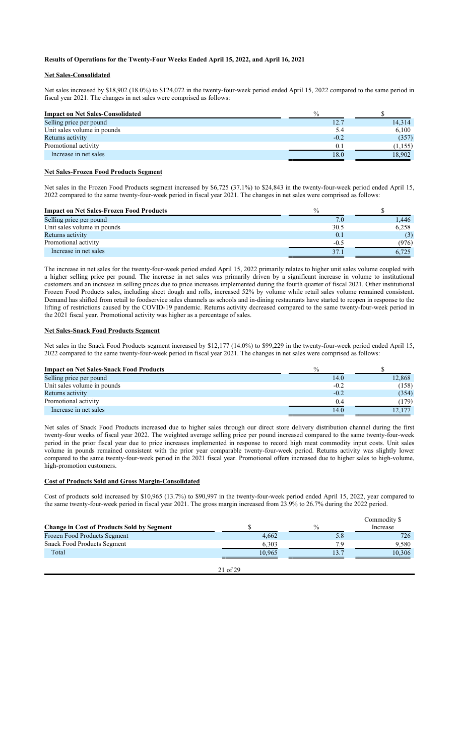**Results of Operations for the Twenty-Four Weeks Ended April 15, 2022, and April 16, 2021**

**Net Sales-Consolidated**

Net sales increased by $18,902 (18.0%) to $124,072 in the twenty-four-week period ended April 15, 2022 compared to the same period in fiscal year 2021. The changes in net sales were comprised as follows:

| Impact on Net Sales-Consolidated | % | $ |
|---|---|---|
| Selling price per pound | 12.7 | 14,314 |
| Unit sales volume in pounds | 5.4 | 6,100 |
| Returns activity | -0.2 | (357) |
| Promotional activity | 0.1 | (1,155) |
| Increase in net sales | 18.0 | 18,902 |

**Net Sales-Frozen Food Products Segment**

Net sales in the Frozen Food Products segment increased by $6,725 (37.1%) to $24,843 in the twenty-four-week period ended April 15, 2022 compared to the same twenty-four-week period in fiscal year 2021. The changes in net sales were comprised as follows:

| Impact on Net Sales-Frozen Food Products | % | $ |
|---|---|---|
| Selling price per pound | 7.0 | 1,446 |
| Unit sales volume in pounds | 30.5 | 6,258 |
| Returns activity | 0.1 | (3) |
| Promotional activity | -0.5 | (976) |
| Increase in net sales | 37.1 | 6,725 |

The increase in net sales for the twenty-four-week period ended April 15, 2022 primarily relates to higher unit sales volume coupled with a higher selling price per pound. The increase in net sales was primarily driven by a significant increase in volume to institutional customers and an increase in selling prices due to price increases implemented during the fourth quarter of fiscal 2021. Other institutional Frozen Food Products sales, including sheet dough and rolls, increased 52% by volume while retail sales volume remained consistent. Demand has shifted from retail to foodservice sales channels as schools and in-dining restaurants have started to reopen in response to the lifting of restrictions caused by the COVID-19 pandemic. Returns activity decreased compared to the same twenty-four-week period in the 2021 fiscal year. Promotional activity was higher as a percentage of sales.

**Net Sales-Snack Food Products Segment**

Net sales in the Snack Food Products segment increased by $12,177 (14.0%) to $99,229 in the twenty-four-week period ended April 15, 2022 compared to the same twenty-four-week period in fiscal year 2021. The changes in net sales were comprised as follows:

| Impact on Net Sales-Snack Food Products | % | $ |
|---|---|---|
| Selling price per pound | 14.0 | 12,868 |
| Unit sales volume in pounds | -0.2 | (158) |
| Returns activity | -0.2 | (354) |
| Promotional activity | 0.4 | (179) |
| Increase in net sales | 14.0 | 12,177 |

Net sales of Snack Food Products increased due to higher sales through our direct store delivery distribution channel during the first twenty-four weeks of fiscal year 2022. The weighted average selling price per pound increased compared to the same twenty-four-week period in the prior fiscal year due to price increases implemented in response to record high meat commodity input costs. Unit sales volume in pounds remained consistent with the prior year comparable twenty-four-week period. Returns activity was slightly lower compared to the same twenty-four-week period in the 2021 fiscal year. Promotional offers increased due to higher sales to high-volume, high-promotion customers.

**Cost of Products Sold and Gross Margin-Consolidated**

Cost of products sold increased by $10,965 (13.7%) to $90,997 in the twenty-four-week period ended April 15, 2022, year compared to the same twenty-four-week period in fiscal year 2021. The gross margin increased from 23.9% to 26.7% during the 2022 period.

| Change in Cost of Products Sold by Segment | $ | % | Commodity $ Increase |
|---|---|---|---|
| Frozen Food Products Segment | 4,662 | 5.8 | 726 |
| Snack Food Products Segment | 6,303 | 7.9 | 9,580 |
| Total | 10,965 | 13.7 | 10,306 |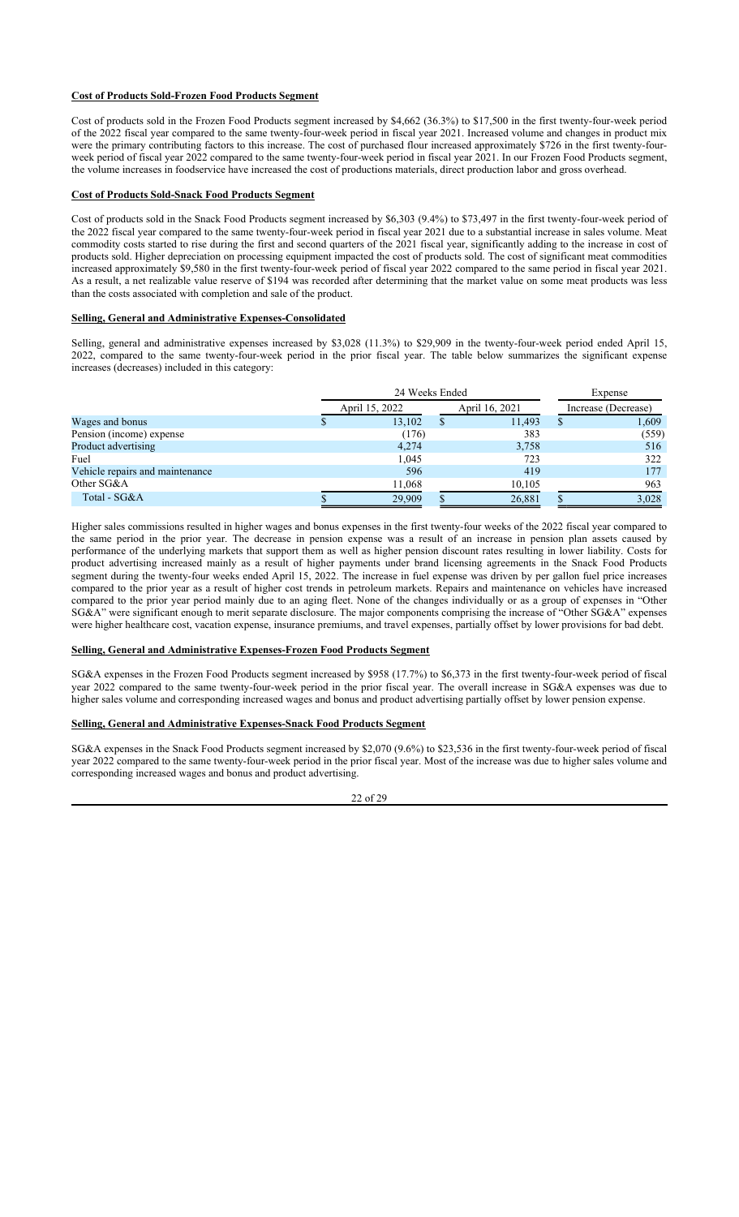**Cost of Products Sold-Frozen Food Products Segment**

Cost of products sold in the Frozen Food Products segment increased by $4,662 (36.3%) to $17,500 in the first twenty-four-week period of the 2022 fiscal year compared to the same twenty-four-week period in fiscal year 2021. Increased volume and changes in product mix were the primary contributing factors to this increase. The cost of purchased flour increased approximately $726 in the first twenty-four-week period of fiscal year 2022 compared to the same twenty-four-week period in fiscal year 2021. In our Frozen Food Products segment, the volume increases in foodservice have increased the cost of productions materials, direct production labor and gross overhead.

**Cost of Products Sold-Snack Food Products Segment**

Cost of products sold in the Snack Food Products segment increased by $6,303 (9.4%) to $73,497 in the first twenty-four-week period of the 2022 fiscal year compared to the same twenty-four-week period in fiscal year 2021 due to a substantial increase in sales volume. Meat commodity costs started to rise during the first and second quarters of the 2021 fiscal year, significantly adding to the increase in cost of products sold. Higher depreciation on processing equipment impacted the cost of products sold. The cost of significant meat commodities increased approximately $9,580 in the first twenty-four-week period of fiscal year 2022 compared to the same period in fiscal year 2021. As a result, a net realizable value reserve of $194 was recorded after determining that the market value on some meat products was less than the costs associated with completion and sale of the product.

**Selling, General and Administrative Expenses-Consolidated**

Selling, general and administrative expenses increased by $3,028 (11.3%) to $29,909 in the twenty-four-week period ended April 15, 2022, compared to the same twenty-four-week period in the prior fiscal year. The table below summarizes the significant expense increases (decreases) included in this category:

| | 24 Weeks Ended | | Expense |
|---|---|---|---|
| | April 15, 2022 | April 16, 2021 | Increase (Decrease) |
| Wages and bonus | $ 13,102 | $ 11,493 | $ 1,609 |
| Pension (income) expense | (176) | 383 | (559) |
| Product advertising | 4,274 | 3,758 | 516 |
| Fuel | 1,045 | 723 | 322 |
| Vehicle repairs and maintenance | 596 | 419 | 177 |
| Other SG&A | 11,068 | 10,105 | 963 |
| Total - SG&A | $ 29,909 | $ 26,881 | $ 3,028 |

Higher sales commissions resulted in higher wages and bonus expenses in the first twenty-four weeks of the 2022 fiscal year compared to the same period in the prior year. The decrease in pension expense was a result of an increase in pension plan assets caused by performance of the underlying markets that support them as well as higher pension discount rates resulting in lower liability. Costs for product advertising increased mainly as a result of higher payments under brand licensing agreements in the Snack Food Products segment during the twenty-four weeks ended April 15, 2022. The increase in fuel expense was driven by per gallon fuel price increases compared to the prior year as a result of higher cost trends in petroleum markets. Repairs and maintenance on vehicles have increased compared to the prior year period mainly due to an aging fleet. None of the changes individually or as a group of expenses in "Other SG&A" were significant enough to merit separate disclosure. The major components comprising the increase of "Other SG&A" expenses were higher healthcare cost, vacation expense, insurance premiums, and travel expenses, partially offset by lower provisions for bad debt.

**Selling, General and Administrative Expenses-Frozen Food Products Segment**

SG&A expenses in the Frozen Food Products segment increased by $958 (17.7%) to $6,373 in the first twenty-four-week period of fiscal year 2022 compared to the same twenty-four-week period in the prior fiscal year. The overall increase in SG&A expenses was due to higher sales volume and corresponding increased wages and bonus and product advertising partially offset by lower pension expense.

**Selling, General and Administrative Expenses-Snack Food Products Segment**

SG&A expenses in the Snack Food Products segment increased by $2,070 (9.6%) to $23,536 in the first twenty-four-week period of fiscal year 2022 compared to the same twenty-four-week period in the prior fiscal year. Most of the increase was due to higher sales volume and corresponding increased wages and bonus and product advertising.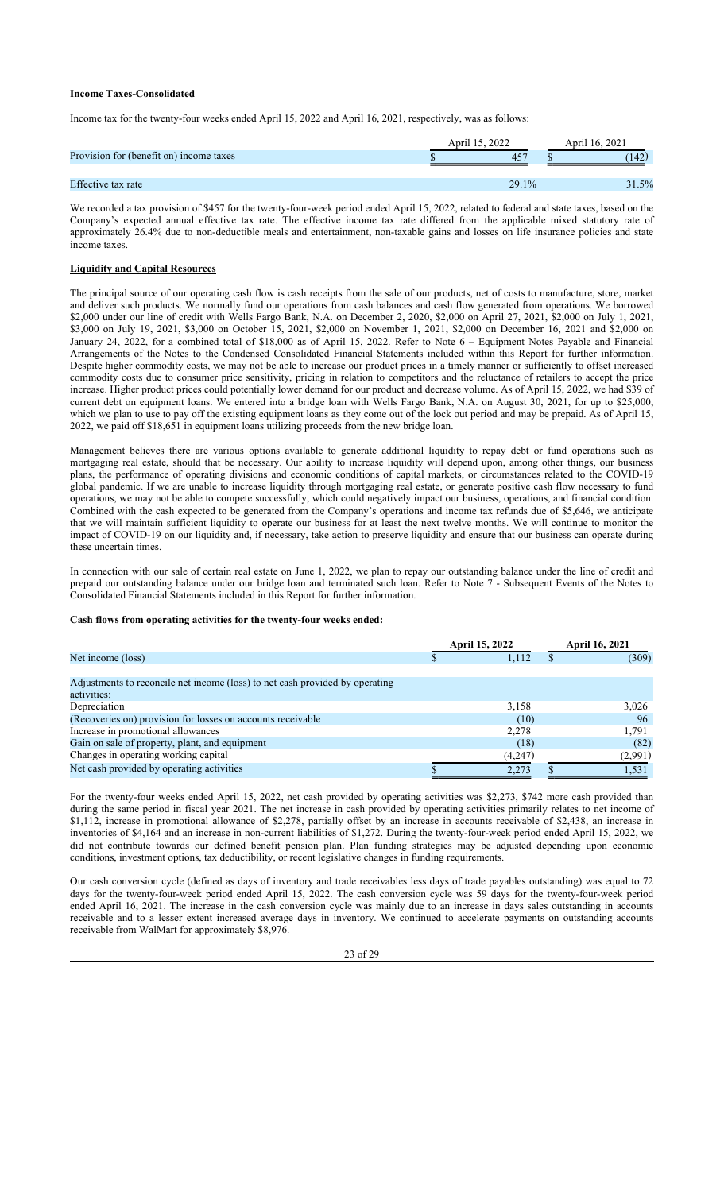**Income Taxes-Consolidated**

Income tax for the twenty-four weeks ended April 15, 2022 and April 16, 2021, respectively, was as follows:

| | April 15, 2022 | April 16, 2021 |
|---|---|---|
| Provision for (benefit on) income taxes | $ 457 | $ (142) |
| | | |
| Effective tax rate | 29.1% | 31.5% |

We recorded a tax provision of $457 for the twenty-four-week period ended April 15, 2022, related to federal and state taxes, based on the Company's expected annual effective tax rate. The effective income tax rate differed from the applicable mixed statutory rate of approximately 26.4% due to non-deductible meals and entertainment, non-taxable gains and losses on life insurance policies and state income taxes.

**Liquidity and Capital Resources**

The principal source of our operating cash flow is cash receipts from the sale of our products, net of costs to manufacture, store, market and deliver such products. We normally fund our operations from cash balances and cash flow generated from operations. We borrowed $2,000 under our line of credit with Wells Fargo Bank, N.A. on December 2, 2020, $2,000 on April 27, 2021, $2,000 on July 1, 2021, $3,000 on July 19, 2021, $3,000 on October 15, 2021, $2,000 on November 1, 2021, $2,000 on December 16, 2021 and $2,000 on January 24, 2022, for a combined total of $18,000 as of April 15, 2022. Refer to Note 6 – Equipment Notes Payable and Financial Arrangements of the Notes to the Condensed Consolidated Financial Statements included within this Report for further information. Despite higher commodity costs, we may not be able to increase our product prices in a timely manner or sufficiently to offset increased commodity costs due to consumer price sensitivity, pricing in relation to competitors and the reluctance of retailers to accept the price increase. Higher product prices could potentially lower demand for our product and decrease volume. As of April 15, 2022, we had $39 of current debt on equipment loans. We entered into a bridge loan with Wells Fargo Bank, N.A. on August 30, 2021, for up to $25,000, which we plan to use to pay off the existing equipment loans as they come out of the lock out period and may be prepaid. As of April 15, 2022, we paid off $18,651 in equipment loans utilizing proceeds from the new bridge loan.

Management believes there are various options available to generate additional liquidity to repay debt or fund operations such as mortgaging real estate, should that be necessary. Our ability to increase liquidity will depend upon, among other things, our business plans, the performance of operating divisions and economic conditions of capital markets, or circumstances related to the COVID-19 global pandemic. If we are unable to increase liquidity through mortgaging real estate, or generate positive cash flow necessary to fund operations, we may not be able to compete successfully, which could negatively impact our business, operations, and financial condition. Combined with the cash expected to be generated from the Company's operations and income tax refunds due of $5,646, we anticipate that we will maintain sufficient liquidity to operate our business for at least the next twelve months. We will continue to monitor the impact of COVID-19 on our liquidity and, if necessary, take action to preserve liquidity and ensure that our business can operate during these uncertain times.

In connection with our sale of certain real estate on June 1, 2022, we plan to repay our outstanding balance under the line of credit and prepaid our outstanding balance under our bridge loan and terminated such loan. Refer to Note 7 - Subsequent Events of the Notes to Consolidated Financial Statements included in this Report for further information.

**Cash flows from operating activities for the twenty-four weeks ended:**

| | April 15, 2022 | April 16, 2021 |
|---|---|---|
| Net income (loss) | $ 1,112 | $ (309) |
| | | |
| Adjustments to reconcile net income (loss) to net cash provided by operating activities: | | |
| Depreciation | 3,158 | 3,026 |
| (Recoveries on) provision for losses on accounts receivable | (10) | 96 |
| Increase in promotional allowances | 2,278 | 1,791 |
| Gain on sale of property, plant, and equipment | (18) | (82) |
| Changes in operating working capital | (4,247) | (2,991) |
| Net cash provided by operating activities | $ 2,273 | $ 1,531 |

For the twenty-four weeks ended April 15, 2022, net cash provided by operating activities was $2,273, $742 more cash provided than during the same period in fiscal year 2021. The net increase in cash provided by operating activities primarily relates to net income of $1,112, increase in promotional allowance of $2,278, partially offset by an increase in accounts receivable of $2,438, an increase in inventories of $4,164 and an increase in non-current liabilities of $1,272. During the twenty-four-week period ended April 15, 2022, we did not contribute towards our defined benefit pension plan. Plan funding strategies may be adjusted depending upon economic conditions, investment options, tax deductibility, or recent legislative changes in funding requirements.

Our cash conversion cycle (defined as days of inventory and trade receivables less days of trade payables outstanding) was equal to 72 days for the twenty-four-week period ended April 15, 2022. The cash conversion cycle was 59 days for the twenty-four-week period ended April 16, 2021. The increase in the cash conversion cycle was mainly due to an increase in days sales outstanding in accounts receivable and to a lesser extent increased average days in inventory. We continued to accelerate payments on outstanding accounts receivable from WalMart for approximately $8,976.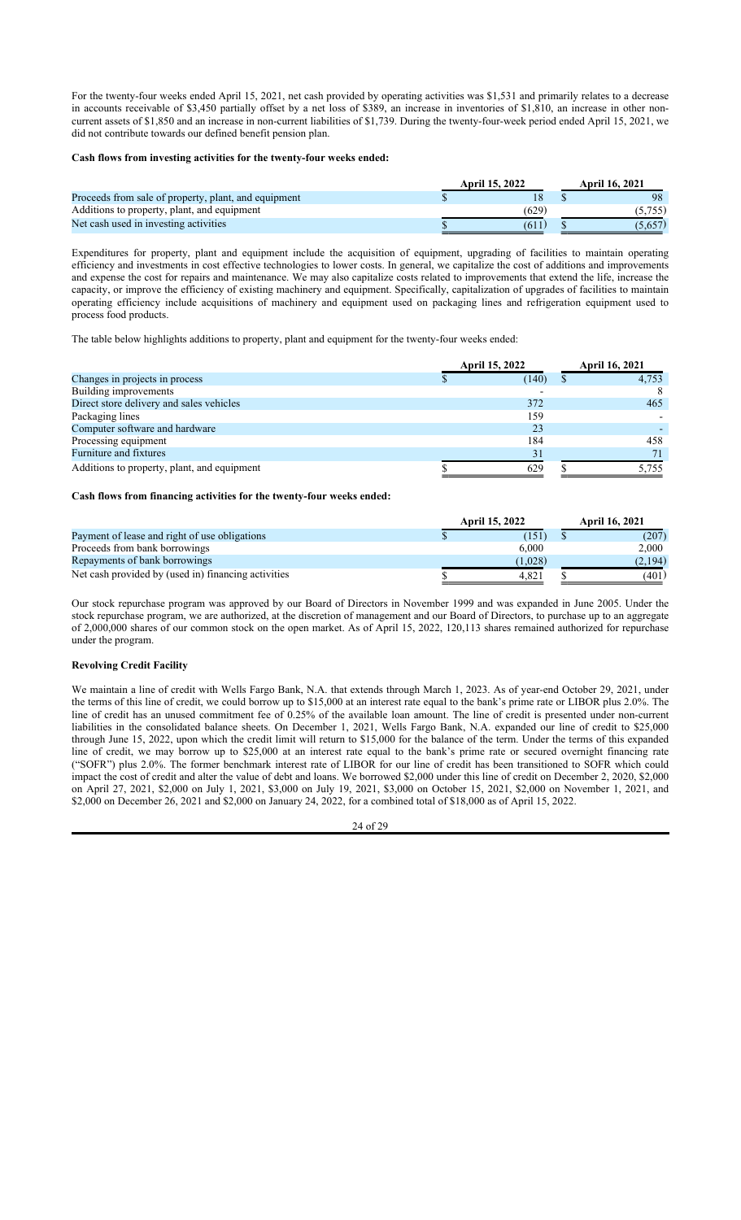For the twenty-four weeks ended April 15, 2021, net cash provided by operating activities was $1,531 and primarily relates to a decrease in accounts receivable of $3,450 partially offset by a net loss of $389, an increase in inventories of $1,810, an increase in other non-current assets of $1,850 and an increase in non-current liabilities of $1,739. During the twenty-four-week period ended April 15, 2021, we did not contribute towards our defined benefit pension plan.

**Cash flows from investing activities for the twenty-four weeks ended:**

| | April 15, 2022 | April 16, 2021 |
|---|---|---|
| Proceeds from sale of property, plant, and equipment | $ 18 | $ 98 |
| Additions to property, plant, and equipment | (629) | (5,755) |
| Net cash used in investing activities | $ (611) | $ (5,657) |

Expenditures for property, plant and equipment include the acquisition of equipment, upgrading of facilities to maintain operating efficiency and investments in cost effective technologies to lower costs. In general, we capitalize the cost of additions and improvements and expense the cost for repairs and maintenance. We may also capitalize costs related to improvements that extend the life, increase the capacity, or improve the efficiency of existing machinery and equipment. Specifically, capitalization of upgrades of facilities to maintain operating efficiency include acquisitions of machinery and equipment used on packaging lines and refrigeration equipment used to process food products.

The table below highlights additions to property, plant and equipment for the twenty-four weeks ended:

| | April 15, 2022 | April 16, 2021 |
|---|---|---|
| Changes in projects in process | $ (140) | $ 4,753 |
| Building improvements | - | 8 |
| Direct store delivery and sales vehicles | 372 | 465 |
| Packaging lines | 159 | - |
| Computer software and hardware | 23 | - |
| Processing equipment | 184 | 458 |
| Furniture and fixtures | 31 | 71 |
| Additions to property, plant, and equipment | $ 629 | $ 5,755 |

**Cash flows from financing activities for the twenty-four weeks ended:**

| | April 15, 2022 | April 16, 2021 |
|---|---|---|
| Payment of lease and right of use obligations | $ (151) | $ (207) |
| Proceeds from bank borrowings | 6,000 | 2,000 |
| Repayments of bank borrowings | (1,028) | (2,194) |
| Net cash provided by (used in) financing activities | $ 4,821 | $ (401) |

Our stock repurchase program was approved by our Board of Directors in November 1999 and was expanded in June 2005. Under the stock repurchase program, we are authorized, at the discretion of management and our Board of Directors, to purchase up to an aggregate of 2,000,000 shares of our common stock on the open market. As of April 15, 2022, 120,113 shares remained authorized for repurchase under the program.

**Revolving Credit Facility**

We maintain a line of credit with Wells Fargo Bank, N.A. that extends through March 1, 2023. As of year-end October 29, 2021, under the terms of this line of credit, we could borrow up to $15,000 at an interest rate equal to the bank's prime rate or LIBOR plus 2.0%. The line of credit has an unused commitment fee of 0.25% of the available loan amount. The line of credit is presented under non-current liabilities in the consolidated balance sheets. On December 1, 2021, Wells Fargo Bank, N.A. expanded our line of credit to $25,000 through June 15, 2022, upon which the credit limit will return to $15,000 for the balance of the term. Under the terms of this expanded line of credit, we may borrow up to $25,000 at an interest rate equal to the bank's prime rate or secured overnight financing rate ("SOFR") plus 2.0%. The former benchmark interest rate of LIBOR for our line of credit has been transitioned to SOFR which could impact the cost of credit and alter the value of debt and loans. We borrowed $2,000 under this line of credit on December 2, 2020, $2,000 on April 27, 2021, $2,000 on July 1, 2021, $3,000 on July 19, 2021, $3,000 on October 15, 2021, $2,000 on November 1, 2021, and $2,000 on December 26, 2021 and $2,000 on January 24, 2022, for a combined total of $18,000 as of April 15, 2022.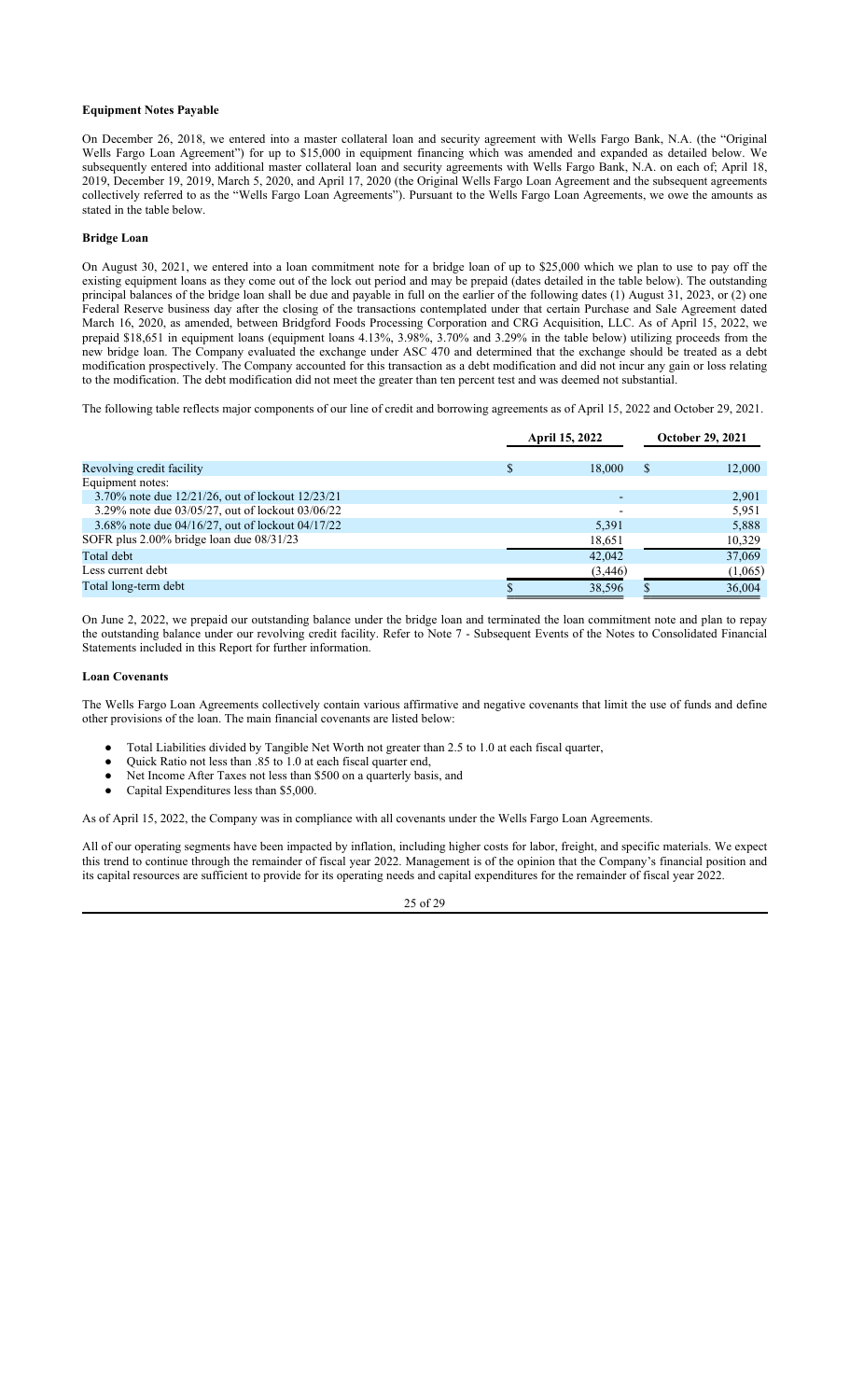### Equipment Notes Payable

On December 26, 2018, we entered into a master collateral loan and security agreement with Wells Fargo Bank, N.A. (the "Original Wells Fargo Loan Agreement") for up to $15,000 in equipment financing which was amended and expanded as detailed below. We subsequently entered into additional master collateral loan and security agreements with Wells Fargo Bank, N.A. on each of; April 18, 2019, December 19, 2019, March 5, 2020, and April 17, 2020 (the Original Wells Fargo Loan Agreement and the subsequent agreements collectively referred to as the "Wells Fargo Loan Agreements"). Pursuant to the Wells Fargo Loan Agreements, we owe the amounts as stated in the table below.

### Bridge Loan

On August 30, 2021, we entered into a loan commitment note for a bridge loan of up to $25,000 which we plan to use to pay off the existing equipment loans as they come out of the lock out period and may be prepaid (dates detailed in the table below). The outstanding principal balances of the bridge loan shall be due and payable in full on the earlier of the following dates (1) August 31, 2023, or (2) one Federal Reserve business day after the closing of the transactions contemplated under that certain Purchase and Sale Agreement dated March 16, 2020, as amended, between Bridgford Foods Processing Corporation and CRG Acquisition, LLC. As of April 15, 2022, we prepaid $18,651 in equipment loans (equipment loans 4.13%, 3.98%, 3.70% and 3.29% in the table below) utilizing proceeds from the new bridge loan. The Company evaluated the exchange under ASC 470 and determined that the exchange should be treated as a debt modification prospectively. The Company accounted for this transaction as a debt modification and did not incur any gain or loss relating to the modification. The debt modification did not meet the greater than ten percent test and was deemed not substantial.

The following table reflects major components of our line of credit and borrowing agreements as of April 15, 2022 and October 29, 2021.

| | April 15, 2022 | October 29, 2021 |
|---|---|---|
| Revolving credit facility | $ 18,000 | $ 12,000 |
| Equipment notes: | | |
| 3.70% note due 12/21/26, out of lockout 12/23/21 | - | 2,901 |
| 3.29% note due 03/05/27, out of lockout 03/06/22 | - | 5,951 |
| 3.68% note due 04/16/27, out of lockout 04/17/22 | 5,391 | 5,888 |
| SOFR plus 2.00% bridge loan due 08/31/23 | 18,651 | 10,329 |
| Total debt | 42,042 | 37,069 |
| Less current debt | (3,446) | (1,065) |
| Total long-term debt | $ 38,596 | $ 36,004 |

On June 2, 2022, we prepaid our outstanding balance under the bridge loan and terminated the loan commitment note and plan to repay the outstanding balance under our revolving credit facility. Refer to Note 7 - Subsequent Events of the Notes to Consolidated Financial Statements included in this Report for further information.

### Loan Covenants

The Wells Fargo Loan Agreements collectively contain various affirmative and negative covenants that limit the use of funds and define other provisions of the loan. The main financial covenants are listed below:

- Total Liabilities divided by Tangible Net Worth not greater than 2.5 to 1.0 at each fiscal quarter,
- Quick Ratio not less than .85 to 1.0 at each fiscal quarter end,
- Net Income After Taxes not less than $500 on a quarterly basis, and
- Capital Expenditures less than $5,000.

As of April 15, 2022, the Company was in compliance with all covenants under the Wells Fargo Loan Agreements.

All of our operating segments have been impacted by inflation, including higher costs for labor, freight, and specific materials. We expect this trend to continue through the remainder of fiscal year 2022. Management is of the opinion that the Company's financial position and its capital resources are sufficient to provide for its operating needs and capital expenditures for the remainder of fiscal year 2022.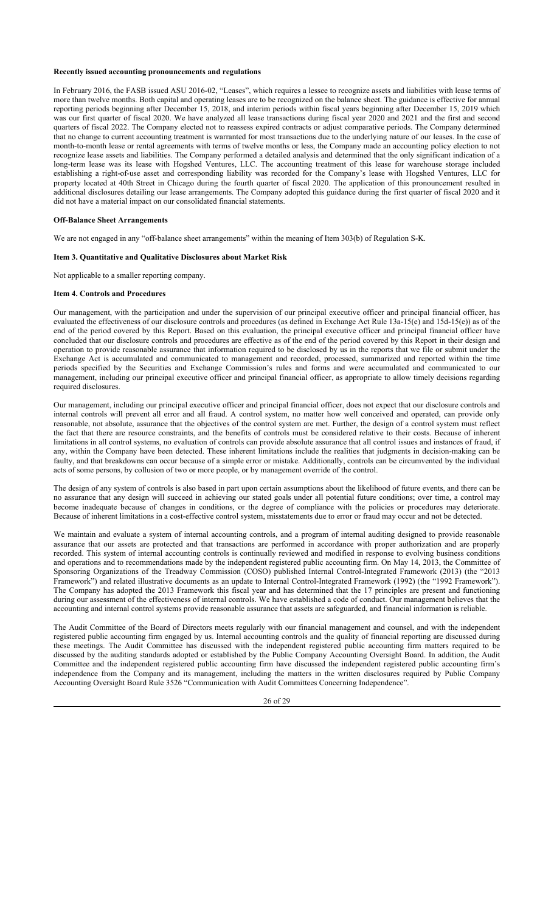### Recently issued accounting pronouncements and regulations

In February 2016, the FASB issued ASU 2016-02, "Leases", which requires a lessee to recognize assets and liabilities with lease terms of more than twelve months. Both capital and operating leases are to be recognized on the balance sheet. The guidance is effective for annual reporting periods beginning after December 15, 2018, and interim periods within fiscal years beginning after December 15, 2019 which was our first quarter of fiscal 2020. We have analyzed all lease transactions during fiscal year 2020 and 2021 and the first and second quarters of fiscal 2022. The Company elected not to reassess expired contracts or adjust comparative periods. The Company determined that no change to current accounting treatment is warranted for most transactions due to the underlying nature of our leases. In the case of month-to-month lease or rental agreements with terms of twelve months or less, the Company made an accounting policy election to not recognize lease assets and liabilities. The Company performed a detailed analysis and determined that the only significant indication of a long-term lease was its lease with Hogshed Ventures, LLC. The accounting treatment of this lease for warehouse storage included establishing a right-of-use asset and corresponding liability was recorded for the Company's lease with Hogshed Ventures, LLC for property located at 40th Street in Chicago during the fourth quarter of fiscal 2020. The application of this pronouncement resulted in additional disclosures detailing our lease arrangements. The Company adopted this guidance during the first quarter of fiscal 2020 and it did not have a material impact on our consolidated financial statements.

### Off-Balance Sheet Arrangements

We are not engaged in any "off-balance sheet arrangements" within the meaning of Item 303(b) of Regulation S-K.

### Item 3. Quantitative and Qualitative Disclosures about Market Risk

Not applicable to a smaller reporting company.

### Item 4. Controls and Procedures

Our management, with the participation and under the supervision of our principal executive officer and principal financial officer, has evaluated the effectiveness of our disclosure controls and procedures (as defined in Exchange Act Rule 13a-15(e) and 15d-15(e)) as of the end of the period covered by this Report. Based on this evaluation, the principal executive officer and principal financial officer have concluded that our disclosure controls and procedures are effective as of the end of the period covered by this Report in their design and operation to provide reasonable assurance that information required to be disclosed by us in the reports that we file or submit under the Exchange Act is accumulated and communicated to management and recorded, processed, summarized and reported within the time periods specified by the Securities and Exchange Commission's rules and forms and were accumulated and communicated to our management, including our principal executive officer and principal financial officer, as appropriate to allow timely decisions regarding required disclosures.

Our management, including our principal executive officer and principal financial officer, does not expect that our disclosure controls and internal controls will prevent all error and all fraud. A control system, no matter how well conceived and operated, can provide only reasonable, not absolute, assurance that the objectives of the control system are met. Further, the design of a control system must reflect the fact that there are resource constraints, and the benefits of controls must be considered relative to their costs. Because of inherent limitations in all control systems, no evaluation of controls can provide absolute assurance that all control issues and instances of fraud, if any, within the Company have been detected. These inherent limitations include the realities that judgments in decision-making can be faulty, and that breakdowns can occur because of a simple error or mistake. Additionally, controls can be circumvented by the individual acts of some persons, by collusion of two or more people, or by management override of the control.

The design of any system of controls is also based in part upon certain assumptions about the likelihood of future events, and there can be no assurance that any design will succeed in achieving our stated goals under all potential future conditions; over time, a control may become inadequate because of changes in conditions, or the degree of compliance with the policies or procedures may deteriorate. Because of inherent limitations in a cost-effective control system, misstatements due to error or fraud may occur and not be detected.

We maintain and evaluate a system of internal accounting controls, and a program of internal auditing designed to provide reasonable assurance that our assets are protected and that transactions are performed in accordance with proper authorization and are properly recorded. This system of internal accounting controls is continually reviewed and modified in response to evolving business conditions and operations and to recommendations made by the independent registered public accounting firm. On May 14, 2013, the Committee of Sponsoring Organizations of the Treadway Commission (COSO) published Internal Control-Integrated Framework (2013) (the "2013 Framework") and related illustrative documents as an update to Internal Control-Integrated Framework (1992) (the "1992 Framework"). The Company has adopted the 2013 Framework this fiscal year and has determined that the 17 principles are present and functioning during our assessment of the effectiveness of internal controls. We have established a code of conduct. Our management believes that the accounting and internal control systems provide reasonable assurance that assets are safeguarded, and financial information is reliable.

The Audit Committee of the Board of Directors meets regularly with our financial management and counsel, and with the independent registered public accounting firm engaged by us. Internal accounting controls and the quality of financial reporting are discussed during these meetings. The Audit Committee has discussed with the independent registered public accounting firm matters required to be discussed by the auditing standards adopted or established by the Public Company Accounting Oversight Board. In addition, the Audit Committee and the independent registered public accounting firm have discussed the independent registered public accounting firm's independence from the Company and its management, including the matters in the written disclosures required by Public Company Accounting Oversight Board Rule 3526 "Communication with Audit Committees Concerning Independence".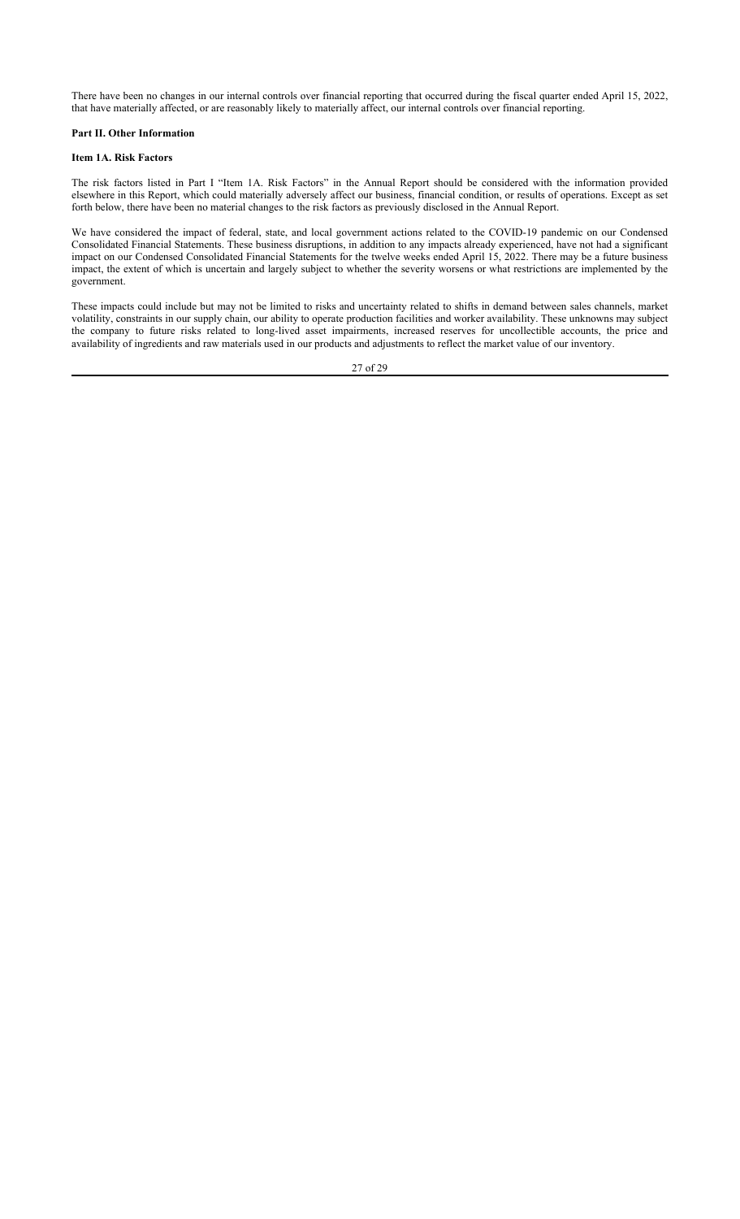There have been no changes in our internal controls over financial reporting that occurred during the fiscal quarter ended April 15, 2022, that have materially affected, or are reasonably likely to materially affect, our internal controls over financial reporting.

## Part II. Other Information

### Item 1A. Risk Factors

The risk factors listed in Part I "Item 1A. Risk Factors" in the Annual Report should be considered with the information provided elsewhere in this Report, which could materially adversely affect our business, financial condition, or results of operations. Except as set forth below, there have been no material changes to the risk factors as previously disclosed in the Annual Report.

We have considered the impact of federal, state, and local government actions related to the COVID-19 pandemic on our Condensed Consolidated Financial Statements. These business disruptions, in addition to any impacts already experienced, have not had a significant impact on our Condensed Consolidated Financial Statements for the twelve weeks ended April 15, 2022. There may be a future business impact, the extent of which is uncertain and largely subject to whether the severity worsens or what restrictions are implemented by the government.

These impacts could include but may not be limited to risks and uncertainty related to shifts in demand between sales channels, market volatility, constraints in our supply chain, our ability to operate production facilities and worker availability. These unknowns may subject the company to future risks related to long-lived asset impairments, increased reserves for uncollectible accounts, the price and availability of ingredients and raw materials used in our products and adjustments to reflect the market value of our inventory.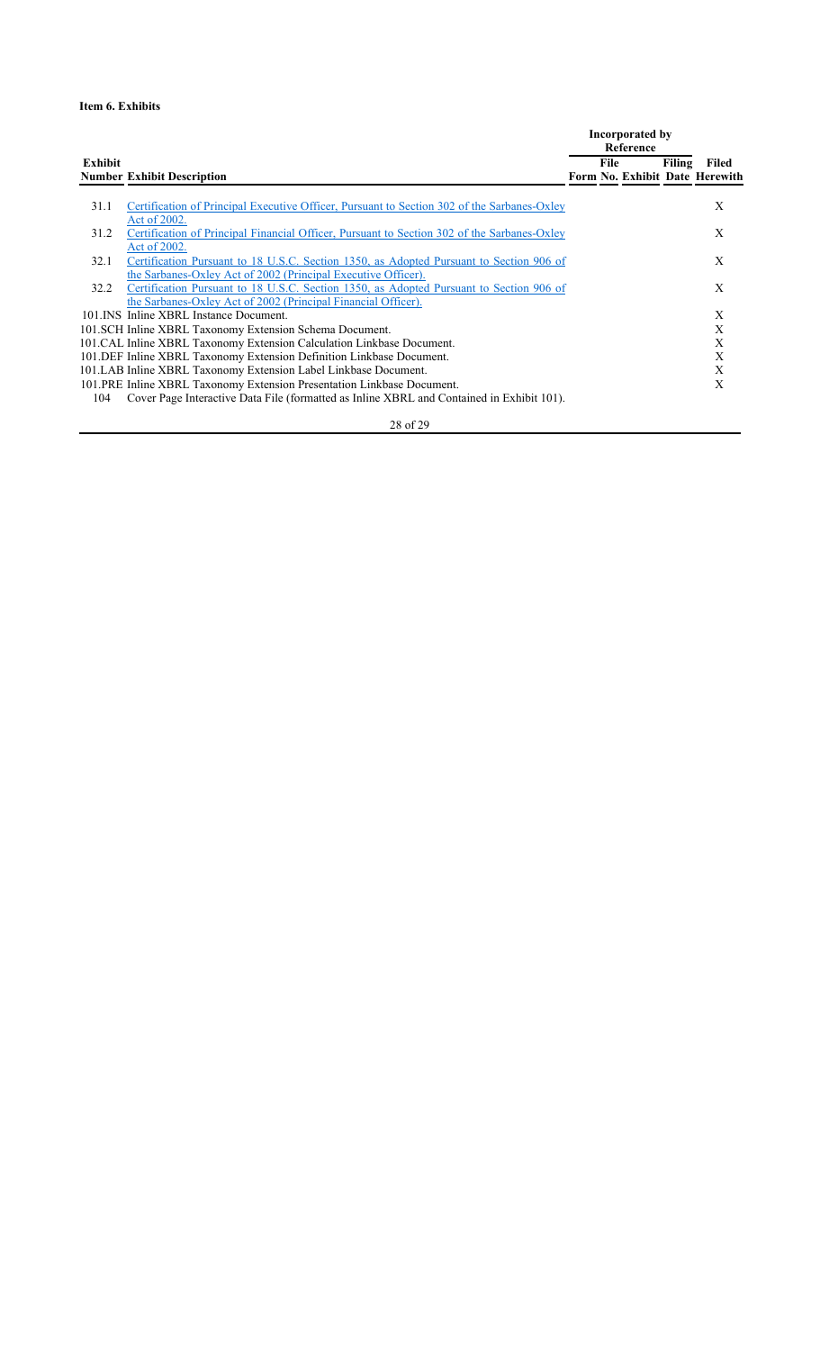**Item 6. Exhibits**

| Exhibit Number | Exhibit Description | Incorporated by Reference Form | File No. | Exhibit | Filing Date | Filed Herewith |
|---|---|---|---|---|---|---|
| 31.1 | Certification of Principal Executive Officer, Pursuant to Section 302 of the Sarbanes-Oxley Act of 2002. | | | | | X |
| 31.2 | Certification of Principal Financial Officer, Pursuant to Section 302 of the Sarbanes-Oxley Act of 2002. | | | | | X |
| 32.1 | Certification Pursuant to 18 U.S.C. Section 1350, as Adopted Pursuant to Section 906 of the Sarbanes-Oxley Act of 2002 (Principal Executive Officer). | | | | | X |
| 32.2 | Certification Pursuant to 18 U.S.C. Section 1350, as Adopted Pursuant to Section 906 of the Sarbanes-Oxley Act of 2002 (Principal Financial Officer). | | | | | X |
| 101.INS | Inline XBRL Instance Document. | | | | | X |
| 101.SCH | Inline XBRL Taxonomy Extension Schema Document. | | | | | X |
| 101.CAL | Inline XBRL Taxonomy Extension Calculation Linkbase Document. | | | | | X |
| 101.DEF | Inline XBRL Taxonomy Extension Definition Linkbase Document. | | | | | X |
| 101.LAB | Inline XBRL Taxonomy Extension Label Linkbase Document. | | | | | X |
| 101.PRE | Inline XBRL Taxonomy Extension Presentation Linkbase Document. | | | | | X |
| 104 | Cover Page Interactive Data File (formatted as Inline XBRL and Contained in Exhibit 101). | | | | | |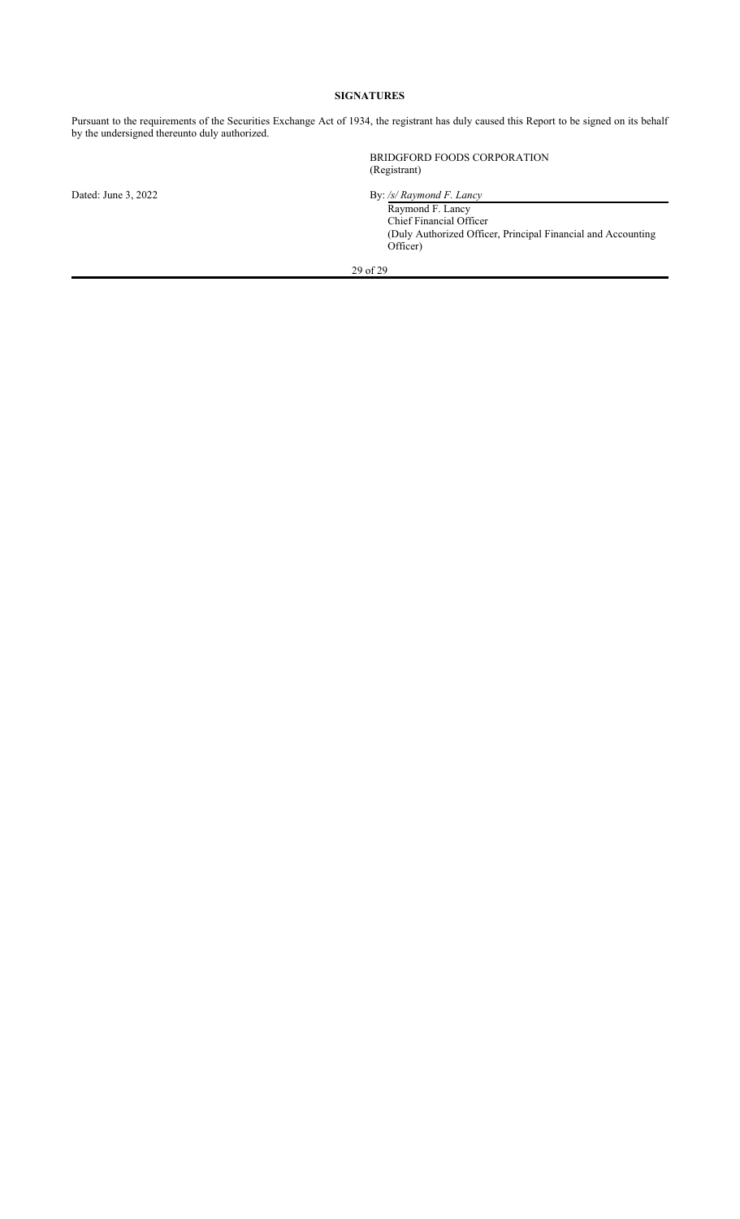**SIGNATURES**

Pursuant to the requirements of the Securities Exchange Act of 1934, the registrant has duly caused this Report to be signed on its behalf by the undersigned thereunto duly authorized.

BRIDGFORD FOODS CORPORATION
(Registrant)

Dated: June 3, 2022

By: */s/ Raymond F. Lancy*
Raymond F. Lancy
Chief Financial Officer
(Duly Authorized Officer, Principal Financial and Accounting Officer)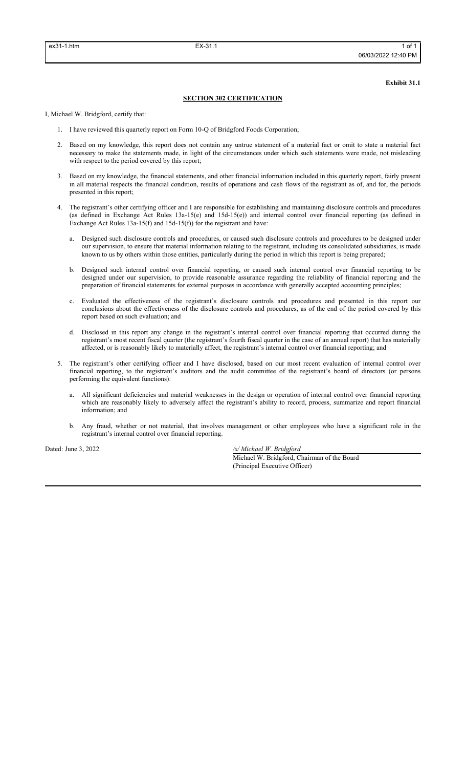**Exhibit 31.1**

## SECTION 302 CERTIFICATION

I, Michael W. Bridgford, certify that:

1. I have reviewed this quarterly report on Form 10-Q of Bridgford Foods Corporation;

2. Based on my knowledge, this report does not contain any untrue statement of a material fact or omit to state a material fact necessary to make the statements made, in light of the circumstances under which such statements were made, not misleading with respect to the period covered by this report;

3. Based on my knowledge, the financial statements, and other financial information included in this quarterly report, fairly present in all material respects the financial condition, results of operations and cash flows of the registrant as of, and for, the periods presented in this report;

4. The registrant's other certifying officer and I are responsible for establishing and maintaining disclosure controls and procedures (as defined in Exchange Act Rules 13a-15(e) and 15d-15(e)) and internal control over financial reporting (as defined in Exchange Act Rules 13a-15(f) and 15d-15(f)) for the registrant and have:

   a. Designed such disclosure controls and procedures, or caused such disclosure controls and procedures to be designed under our supervision, to ensure that material information relating to the registrant, including its consolidated subsidiaries, is made known to us by others within those entities, particularly during the period in which this report is being prepared;

   b. Designed such internal control over financial reporting, or caused such internal control over financial reporting to be designed under our supervision, to provide reasonable assurance regarding the reliability of financial reporting and the preparation of financial statements for external purposes in accordance with generally accepted accounting principles;

   c. Evaluated the effectiveness of the registrant's disclosure controls and procedures and presented in this report our conclusions about the effectiveness of the disclosure controls and procedures, as of the end of the period covered by this report based on such evaluation; and

   d. Disclosed in this report any change in the registrant's internal control over financial reporting that occurred during the registrant's most recent fiscal quarter (the registrant's fourth fiscal quarter in the case of an annual report) that has materially affected, or is reasonably likely to materially affect, the registrant's internal control over financial reporting; and

5. The registrant's other certifying officer and I have disclosed, based on our most recent evaluation of internal control over financial reporting, to the registrant's auditors and the audit committee of the registrant's board of directors (or persons performing the equivalent functions):

   a. All significant deficiencies and material weaknesses in the design or operation of internal control over financial reporting which are reasonably likely to adversely affect the registrant's ability to record, process, summarize and report financial information; and

   b. Any fraud, whether or not material, that involves management or other employees who have a significant role in the registrant's internal control over financial reporting.

Dated: June 3, 2022

*/s/ Michael W. Bridgford*
Michael W. Bridgford, Chairman of the Board
(Principal Executive Officer)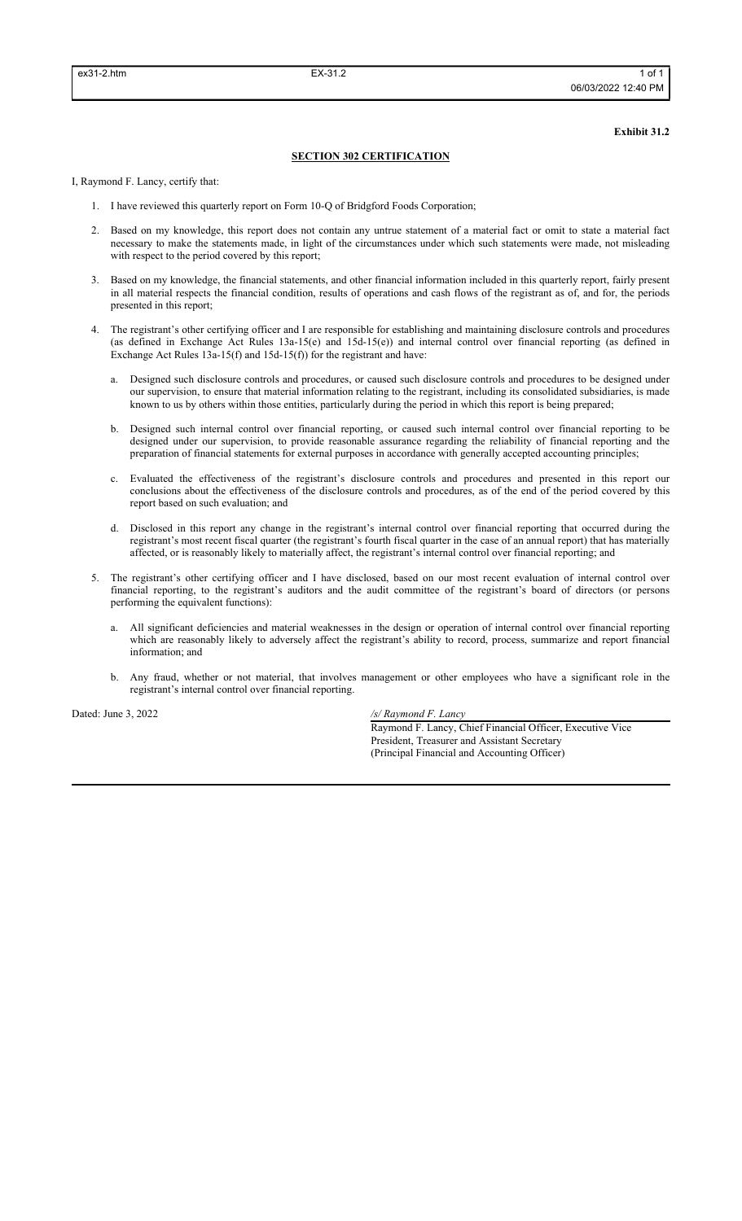**Exhibit 31.2**

**SECTION 302 CERTIFICATION**

I, Raymond F. Lancy, certify that:

1. I have reviewed this quarterly report on Form 10-Q of Bridgford Foods Corporation;

2. Based on my knowledge, this report does not contain any untrue statement of a material fact or omit to state a material fact necessary to make the statements made, in light of the circumstances under which such statements were made, not misleading with respect to the period covered by this report;

3. Based on my knowledge, the financial statements, and other financial information included in this quarterly report, fairly present in all material respects the financial condition, results of operations and cash flows of the registrant as of, and for, the periods presented in this report;

4. The registrant's other certifying officer and I are responsible for establishing and maintaining disclosure controls and procedures (as defined in Exchange Act Rules 13a-15(e) and 15d-15(e)) and internal control over financial reporting (as defined in Exchange Act Rules 13a-15(f) and 15d-15(f)) for the registrant and have:

   a. Designed such disclosure controls and procedures, or caused such disclosure controls and procedures to be designed under our supervision, to ensure that material information relating to the registrant, including its consolidated subsidiaries, is made known to us by others within those entities, particularly during the period in which this report is being prepared;

   b. Designed such internal control over financial reporting, or caused such internal control over financial reporting to be designed under our supervision, to provide reasonable assurance regarding the reliability of financial reporting and the preparation of financial statements for external purposes in accordance with generally accepted accounting principles;

   c. Evaluated the effectiveness of the registrant's disclosure controls and procedures and presented in this report our conclusions about the effectiveness of the disclosure controls and procedures, as of the end of the period covered by this report based on such evaluation; and

   d. Disclosed in this report any change in the registrant's internal control over financial reporting that occurred during the registrant's most recent fiscal quarter (the registrant's fourth fiscal quarter in the case of an annual report) that has materially affected, or is reasonably likely to materially affect, the registrant's internal control over financial reporting; and

5. The registrant's other certifying officer and I have disclosed, based on our most recent evaluation of internal control over financial reporting, to the registrant's auditors and the audit committee of the registrant's board of directors (or persons performing the equivalent functions):

   a. All significant deficiencies and material weaknesses in the design or operation of internal control over financial reporting which are reasonably likely to adversely affect the registrant's ability to record, process, summarize and report financial information; and

   b. Any fraud, whether or not material, that involves management or other employees who have a significant role in the registrant's internal control over financial reporting.

Dated: June 3, 2022

*/s/ Raymond F. Lancy*

Raymond F. Lancy, Chief Financial Officer, Executive Vice President, Treasurer and Assistant Secretary
(Principal Financial and Accounting Officer)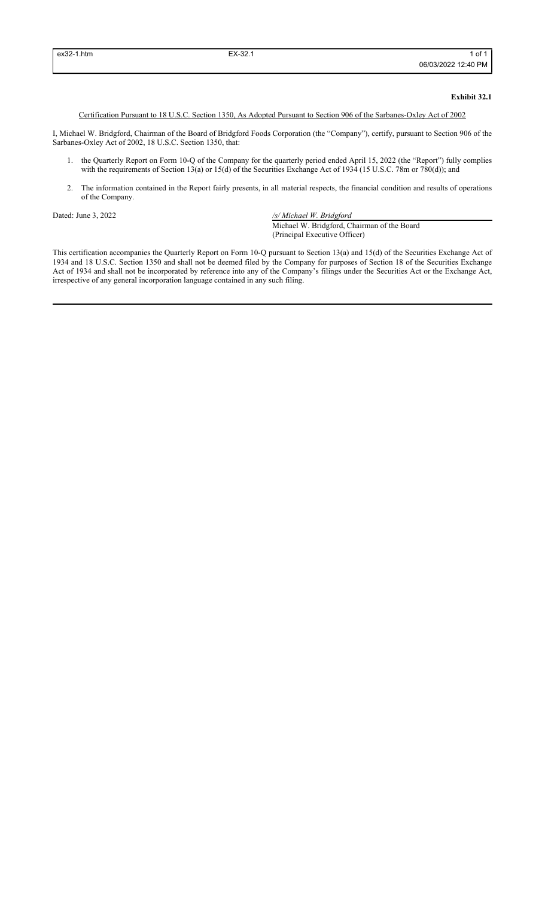**Exhibit 32.1**

Certification Pursuant to 18 U.S.C. Section 1350, As Adopted Pursuant to Section 906 of the Sarbanes-Oxley Act of 2002

I, Michael W. Bridgford, Chairman of the Board of Bridgford Foods Corporation (the "Company"), certify, pursuant to Section 906 of the Sarbanes-Oxley Act of 2002, 18 U.S.C. Section 1350, that:

1. the Quarterly Report on Form 10-Q of the Company for the quarterly period ended April 15, 2022 (the "Report") fully complies with the requirements of Section 13(a) or 15(d) of the Securities Exchange Act of 1934 (15 U.S.C. 78m or 780(d)); and
2. The information contained in the Report fairly presents, in all material respects, the financial condition and results of operations of the Company.

Dated: June 3, 2022

*/s/ Michael W. Bridgford*
Michael W. Bridgford, Chairman of the Board
(Principal Executive Officer)

This certification accompanies the Quarterly Report on Form 10-Q pursuant to Section 13(a) and 15(d) of the Securities Exchange Act of 1934 and 18 U.S.C. Section 1350 and shall not be deemed filed by the Company for purposes of Section 18 of the Securities Exchange Act of 1934 and shall not be incorporated by reference into any of the Company's filings under the Securities Act or the Exchange Act, irrespective of any general incorporation language contained in any such filing.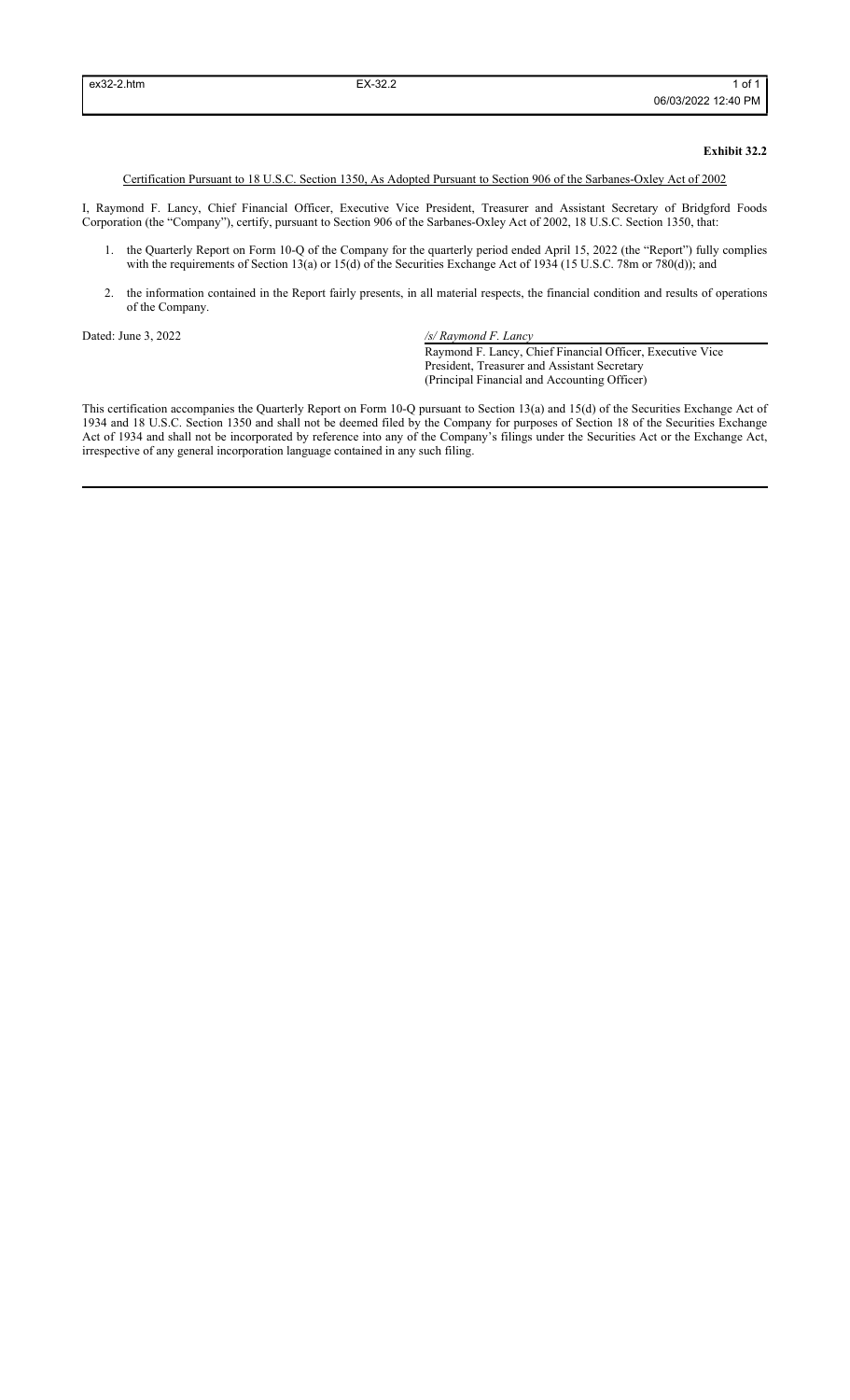**Exhibit 32.2**

Certification Pursuant to 18 U.S.C. Section 1350, As Adopted Pursuant to Section 906 of the Sarbanes-Oxley Act of 2002

I, Raymond F. Lancy, Chief Financial Officer, Executive Vice President, Treasurer and Assistant Secretary of Bridgford Foods Corporation (the "Company"), certify, pursuant to Section 906 of the Sarbanes-Oxley Act of 2002, 18 U.S.C. Section 1350, that:

1. the Quarterly Report on Form 10-Q of the Company for the quarterly period ended April 15, 2022 (the "Report") fully complies with the requirements of Section 13(a) or 15(d) of the Securities Exchange Act of 1934 (15 U.S.C. 78m or 780(d)); and
2. the information contained in the Report fairly presents, in all material respects, the financial condition and results of operations of the Company.

Dated: June 3, 2022

*/s/ Raymond F. Lancy*
Raymond F. Lancy, Chief Financial Officer, Executive Vice President, Treasurer and Assistant Secretary
(Principal Financial and Accounting Officer)

This certification accompanies the Quarterly Report on Form 10-Q pursuant to Section 13(a) and 15(d) of the Securities Exchange Act of 1934 and 18 U.S.C. Section 1350 and shall not be deemed filed by the Company for purposes of Section 18 of the Securities Exchange Act of 1934 and shall not be incorporated by reference into any of the Company's filings under the Securities Act or the Exchange Act, irrespective of any general incorporation language contained in any such filing.